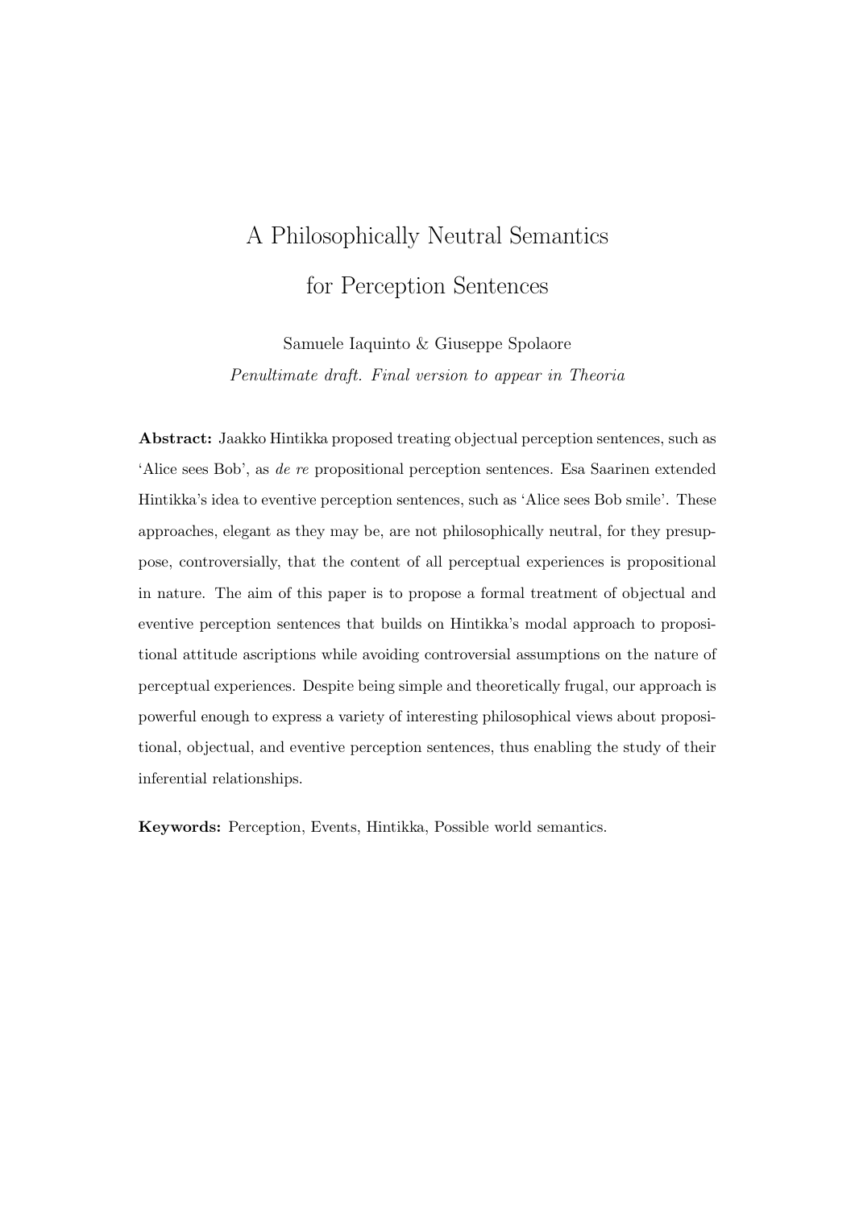# A Philosophically Neutral Semantics for Perception Sentences

Samuele Iaquinto & Giuseppe Spolaore

*Penultimate draft. Final version to appear in Theoria*

**Abstract:** Jaakko Hintikka proposed treating objectual perception sentences, such as 'Alice sees Bob', as *de re* propositional perception sentences. Esa Saarinen extended Hintikka's idea to eventive perception sentences, such as 'Alice sees Bob smile'. These approaches, elegant as they may be, are not philosophically neutral, for they presuppose, controversially, that the content of all perceptual experiences is propositional in nature. The aim of this paper is to propose a formal treatment of objectual and eventive perception sentences that builds on Hintikka's modal approach to propositional attitude ascriptions while avoiding controversial assumptions on the nature of perceptual experiences. Despite being simple and theoretically frugal, our approach is powerful enough to express a variety of interesting philosophical views about propositional, objectual, and eventive perception sentences, thus enabling the study of their inferential relationships.

**Keywords:** Perception, Events, Hintikka, Possible world semantics.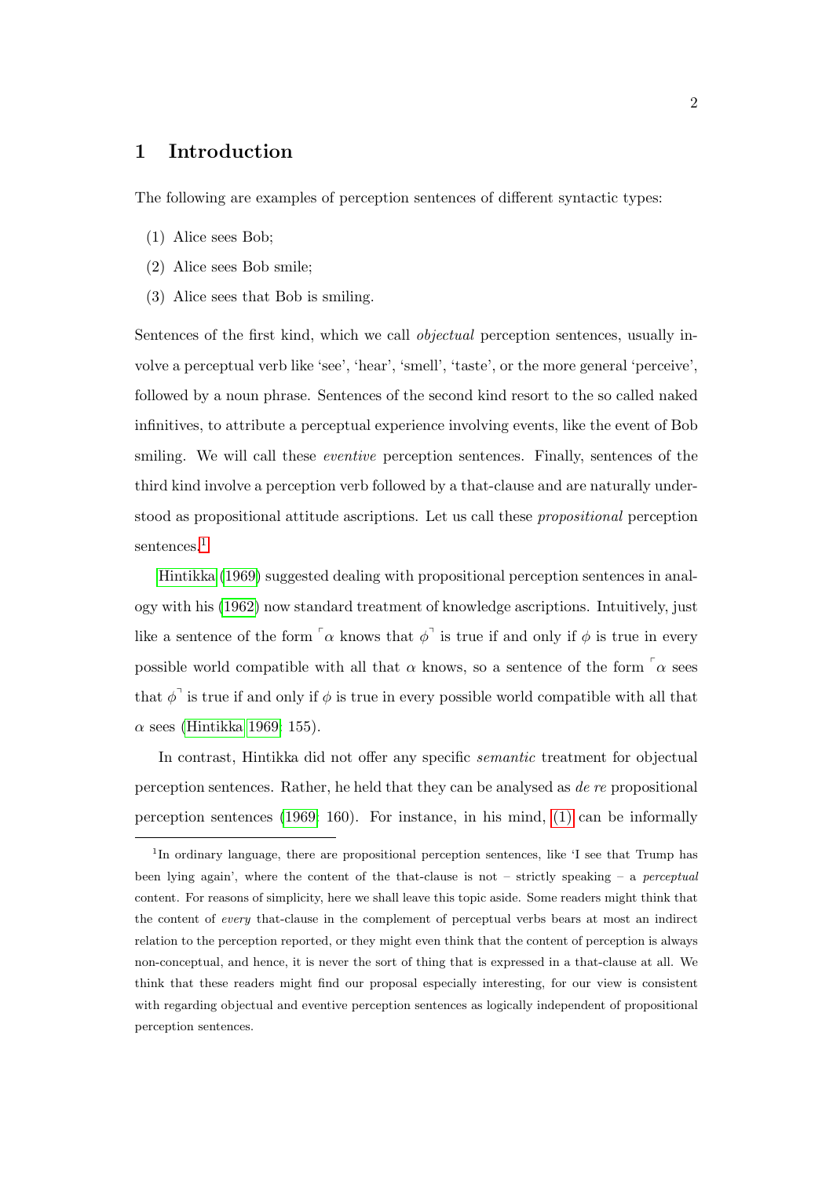## 1 Introduction

The following are examples of perception sentences of different syntactic types:

(1) Alice sees Bob;

(2) Alice sees Bob smile;

(3) Alice sees that Bob is smiling.

Sentences of the first kind, which we call *objectual* perception sentences, usually involve a perceptual verb like 'see', 'hear', 'smell', 'taste', or the more general 'perceive', followed by a noun phrase. Sentences of the second kind resort to the so called naked infinitives, to attribute a perceptual experience involving events, like the event of Bob smiling. We will call these *eventive* perception sentences. Finally, sentences of the third kind involve a perception verb followed by a that-clause and are naturally understood as propositional attitude ascriptions. Let us call these *propositional* perception sentences.[1]

Hintikka (1969) suggested dealing with propositional perception sentences in analogy with his (1962) now standard treatment of knowledge ascriptions. Intuitively, just like a sentence of the form $\ulcorner\alpha$ knows that $\phi\urcorner$ is true if and only if $\phi$ is true in every possible world compatible with all that $\alpha$ knows, so a sentence of the form $\ulcorner\alpha$ sees that $\phi\urcorner$ is true if and only if $\phi$ is true in every possible world compatible with all that $\alpha$ sees (Hintikka 1969: 155).

In contrast, Hintikka did not offer any specific *semantic* treatment for objectual perception sentences. Rather, he held that they can be analysed as *de re* propositional perception sentences (1969: 160). For instance, in his mind, (1) can be informally

[1] In ordinary language, there are propositional perception sentences, like 'I see that Trump has been lying again', where the content of the that-clause is not – strictly speaking – a *perceptual* content. For reasons of simplicity, here we shall leave this topic aside. Some readers might think that the content of *every* that-clause in the complement of perceptual verbs bears at most an indirect relation to the perception reported, or they might even think that the content of perception is always non-conceptual, and hence, it is never the sort of thing that is expressed in a that-clause at all. We think that these readers might find our proposal especially interesting, for our view is consistent with regarding objectual and eventive perception sentences as logically independent of propositional perception sentences.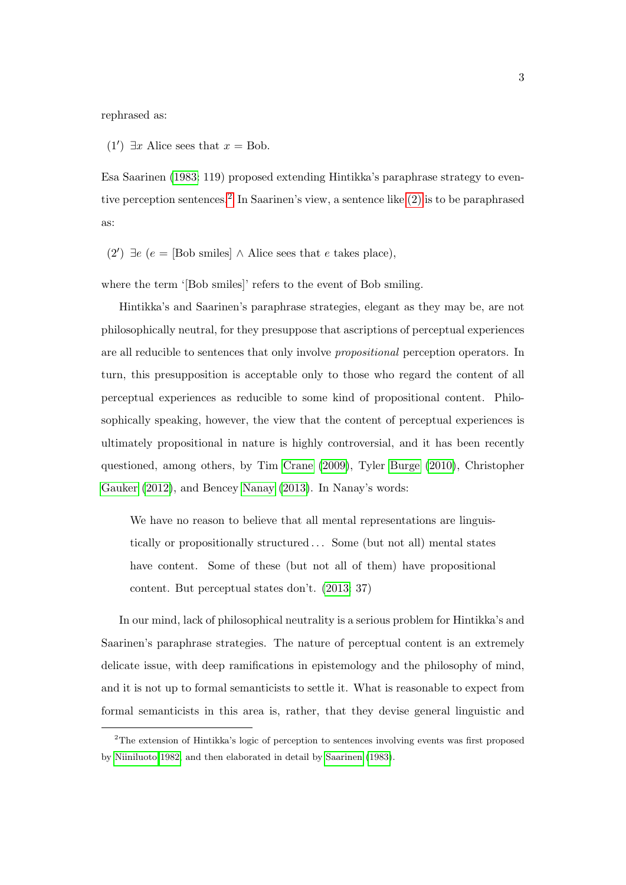rephrased as:

(1′) $\exists x$ Alice sees that $x =$ Bob.

Esa Saarinen (1983: 119) proposed extending Hintikka's paraphrase strategy to eventive perception sentences.[2] In Saarinen's view, a sentence like (2) is to be paraphrased as:

(2′) $\exists e$ ($e =$ [Bob smiles] $\wedge$ Alice sees that $e$ takes place),

where the term '[Bob smiles]' refers to the event of Bob smiling.

Hintikka's and Saarinen's paraphrase strategies, elegant as they may be, are not philosophically neutral, for they presuppose that ascriptions of perceptual experiences are all reducible to sentences that only involve *propositional* perception operators. In turn, this presupposition is acceptable only to those who regard the content of all perceptual experiences as reducible to some kind of propositional content. Philosophically speaking, however, the view that the content of perceptual experiences is ultimately propositional in nature is highly controversial, and it has been recently questioned, among others, by Tim Crane (2009), Tyler Burge (2010), Christopher Gauker (2012), and Bencey Nanay (2013). In Nanay's words:

> We have no reason to believe that all mental representations are linguistically or propositionally structured ... Some (but not all) mental states have content. Some of these (but not all of them) have propositional content. But perceptual states don't. (2013: 37)

In our mind, lack of philosophical neutrality is a serious problem for Hintikka's and Saarinen's paraphrase strategies. The nature of perceptual content is an extremely delicate issue, with deep ramifications in epistemology and the philosophy of mind, and it is not up to formal semanticists to settle it. What is reasonable to expect from formal semanticists in this area is, rather, that they devise general linguistic and

[2] The extension of Hintikka's logic of perception to sentences involving events was first proposed by Niiniluoto 1982 and then elaborated in detail by Saarinen (1983).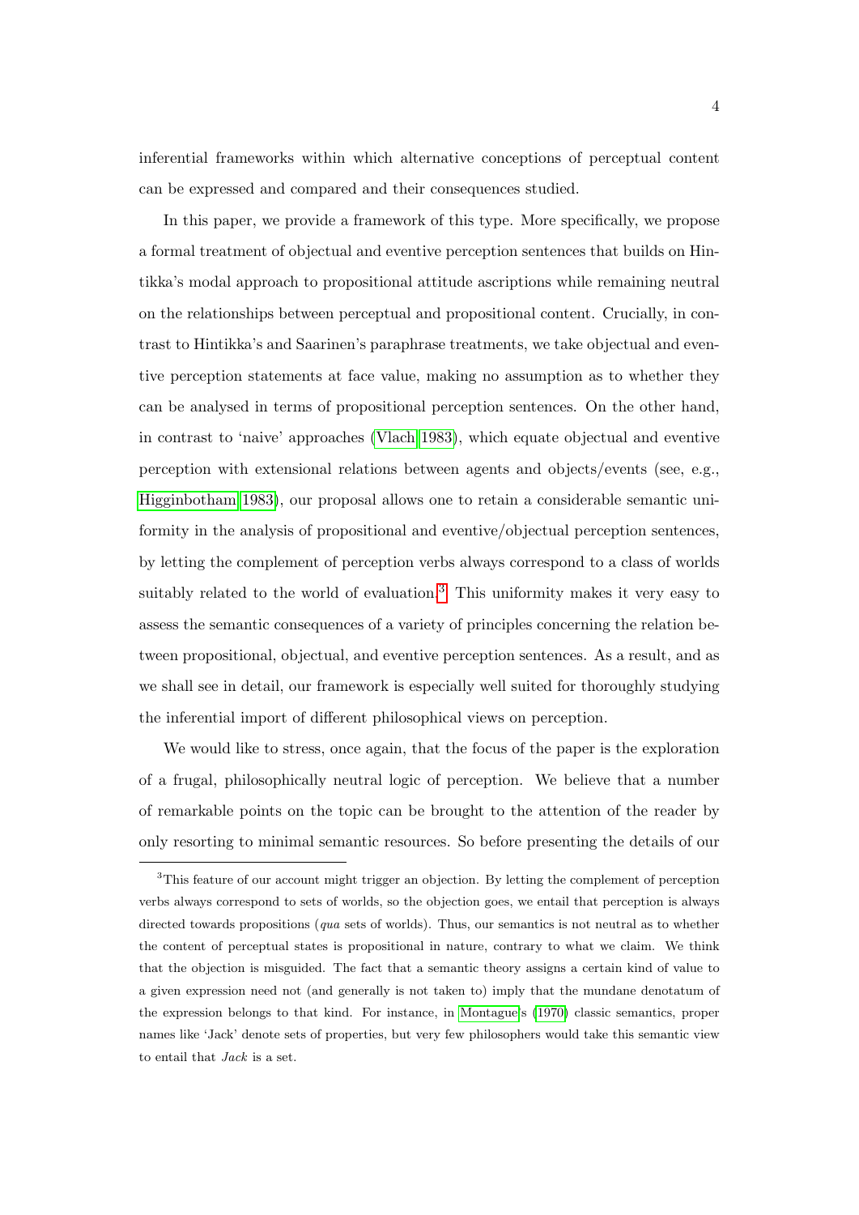inferential frameworks within which alternative conceptions of perceptual content can be expressed and compared and their consequences studied.

In this paper, we provide a framework of this type. More specifically, we propose a formal treatment of objectual and eventive perception sentences that builds on Hintikka's modal approach to propositional attitude ascriptions while remaining neutral on the relationships between perceptual and propositional content. Crucially, in contrast to Hintikka's and Saarinen's paraphrase treatments, we take objectual and eventive perception statements at face value, making no assumption as to whether they can be analysed in terms of propositional perception sentences. On the other hand, in contrast to 'naive' approaches (Vlach 1983), which equate objectual and eventive perception with extensional relations between agents and objects/events (see, e.g., Higginbotham 1983), our proposal allows one to retain a considerable semantic uniformity in the analysis of propositional and eventive/objectual perception sentences, by letting the complement of perception verbs always correspond to a class of worlds suitably related to the world of evaluation.[3] This uniformity makes it very easy to assess the semantic consequences of a variety of principles concerning the relation between propositional, objectual, and eventive perception sentences. As a result, and as we shall see in detail, our framework is especially well suited for thoroughly studying the inferential import of different philosophical views on perception.

We would like to stress, once again, that the focus of the paper is the exploration of a frugal, philosophically neutral logic of perception. We believe that a number of remarkable points on the topic can be brought to the attention of the reader by only resorting to minimal semantic resources. So before presenting the details of our

---

[3] This feature of our account might trigger an objection. By letting the complement of perception verbs always correspond to sets of worlds, so the objection goes, we entail that perception is always directed towards propositions (*qua* sets of worlds). Thus, our semantics is not neutral as to whether the content of perceptual states is propositional in nature, contrary to what we claim. We think that the objection is misguided. The fact that a semantic theory assigns a certain kind of value to a given expression need not (and generally is not taken to) imply that the mundane denotatum of the expression belongs to that kind. For instance, in Montague's (1970) classic semantics, proper names like 'Jack' denote sets of properties, but very few philosophers would take this semantic view to entail that *Jack* is a set.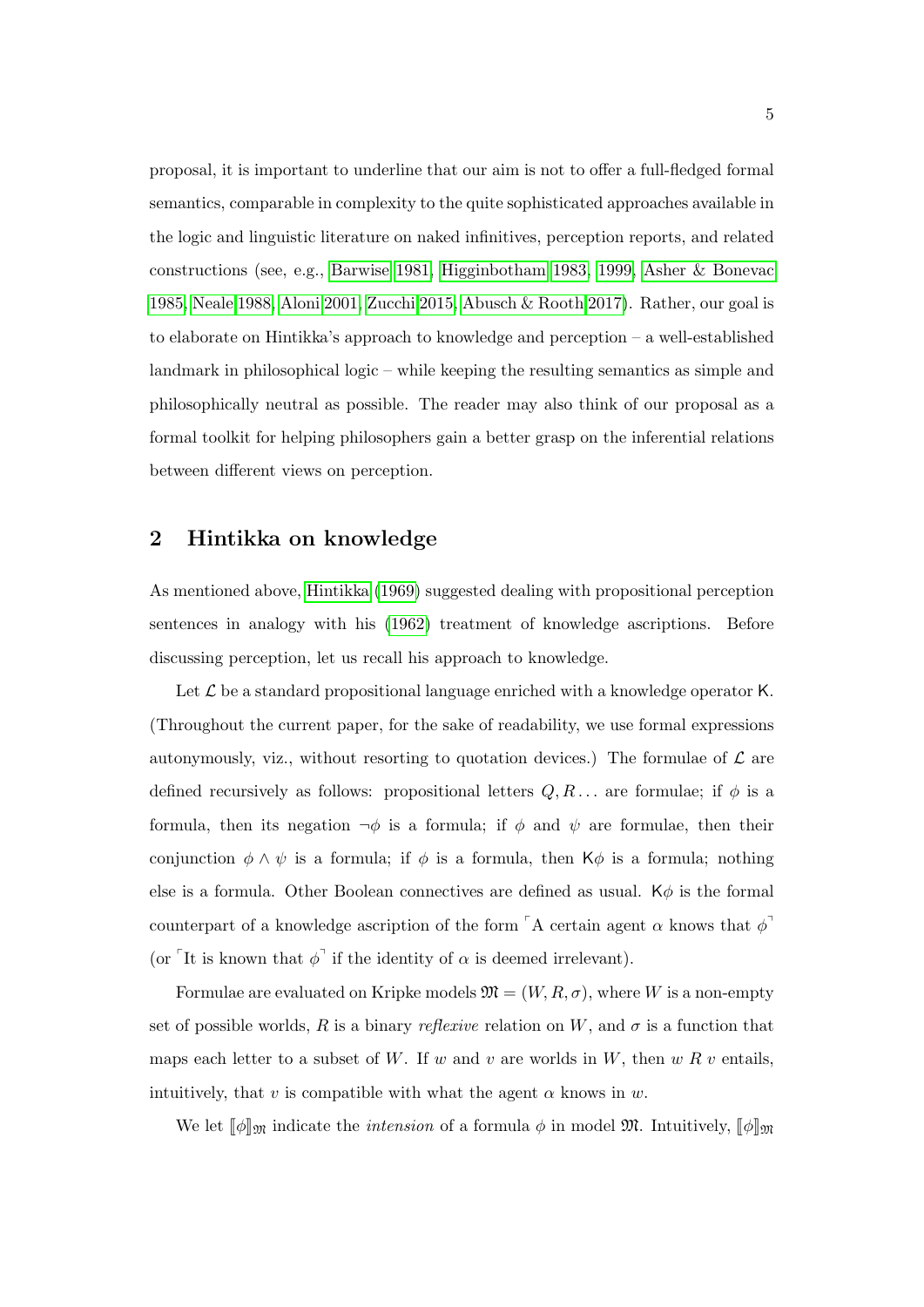proposal, it is important to underline that our aim is not to offer a full-fledged formal semantics, comparable in complexity to the quite sophisticated approaches available in the logic and linguistic literature on naked infinitives, perception reports, and related constructions (see, e.g., Barwise 1981, Higginbotham 1983, 1999, Asher & Bonevac 1985, Neale 1988, Aloni 2001, Zucchi 2015, Abusch & Rooth 2017). Rather, our goal is to elaborate on Hintikka's approach to knowledge and perception – a well-established landmark in philosophical logic – while keeping the resulting semantics as simple and philosophically neutral as possible. The reader may also think of our proposal as a formal toolkit for helping philosophers gain a better grasp on the inferential relations between different views on perception.

## 2 Hintikka on knowledge

As mentioned above, Hintikka (1969) suggested dealing with propositional perception sentences in analogy with his (1962) treatment of knowledge ascriptions. Before discussing perception, let us recall his approach to knowledge.

Let $\mathcal{L}$ be a standard propositional language enriched with a knowledge operator $\mathsf{K}$. (Throughout the current paper, for the sake of readability, we use formal expressions autonymously, viz., without resorting to quotation devices.) The formulae of $\mathcal{L}$ are defined recursively as follows: propositional letters $Q, R \ldots$ are formulae; if $\phi$ is a formula, then its negation $\neg\phi$ is a formula; if $\phi$ and $\psi$ are formulae, then their conjunction $\phi \wedge \psi$ is a formula; if $\phi$ is a formula, then $\mathsf{K}\phi$ is a formula; nothing else is a formula. Other Boolean connectives are defined as usual. $\mathsf{K}\phi$ is the formal counterpart of a knowledge ascription of the form $\ulcorner$A certain agent $\alpha$ knows that $\phi\urcorner$ (or $\ulcorner$It is known that $\phi\urcorner$ if the identity of $\alpha$ is deemed irrelevant).

Formulae are evaluated on Kripke models $\mathfrak{M} = (W, R, \sigma)$, where $W$ is a non-empty set of possible worlds, $R$ is a binary *reflexive* relation on $W$, and $\sigma$ is a function that maps each letter to a subset of $W$. If $w$ and $v$ are worlds in $W$, then $w\ R\ v$ entails, intuitively, that $v$ is compatible with what the agent $\alpha$ knows in $w$.

We let $[\![\phi]\!]_{\mathfrak{M}}$ indicate the *intension* of a formula $\phi$ in model $\mathfrak{M}$. Intuitively, $[\![\phi]\!]_{\mathfrak{M}}$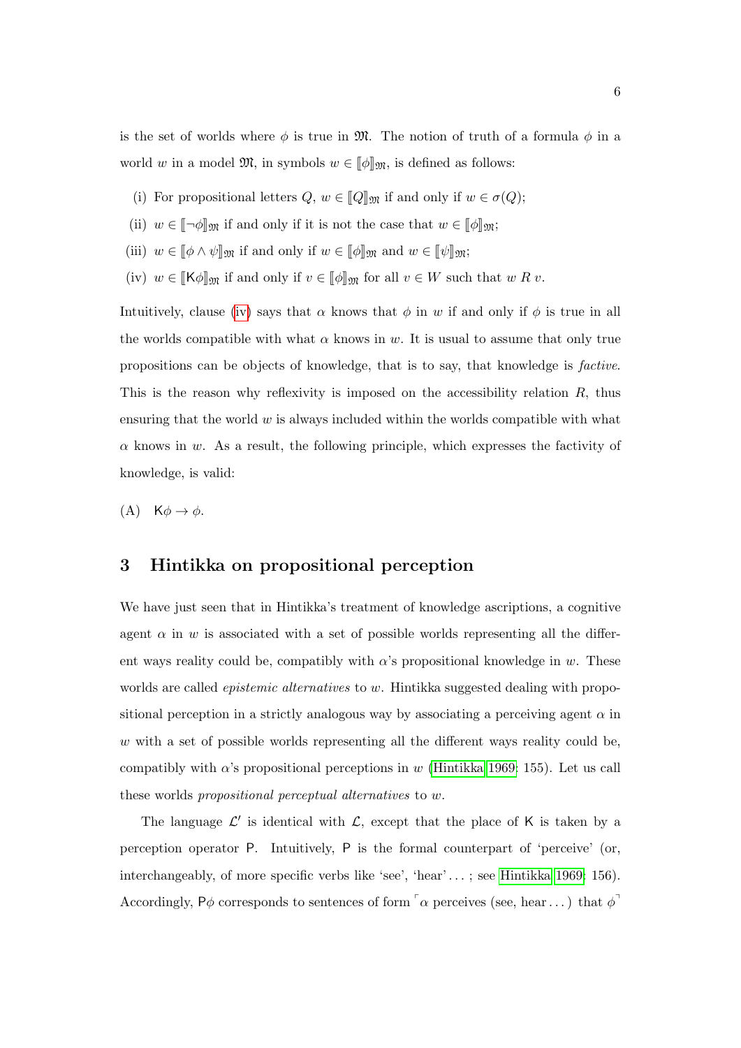is the set of worlds where $\phi$ is true in $\mathfrak{M}$. The notion of truth of a formula $\phi$ in a world $w$ in a model $\mathfrak{M}$, in symbols $w \in [\![\phi]\!]_{\mathfrak{M}}$, is defined as follows:

(i) For propositional letters $Q$, $w \in [\![Q]\!]_{\mathfrak{M}}$ if and only if $w \in \sigma(Q)$;

(ii) $w \in [\![\neg\phi]\!]_{\mathfrak{M}}$ if and only if it is not the case that $w \in [\![\phi]\!]_{\mathfrak{M}}$;

(iii) $w \in [\![\phi \wedge \psi]\!]_{\mathfrak{M}}$ if and only if $w \in [\![\phi]\!]_{\mathfrak{M}}$ and $w \in [\![\psi]\!]_{\mathfrak{M}}$;

(iv) $w \in [\![\mathsf{K}\phi]\!]_{\mathfrak{M}}$ if and only if $v \in [\![\phi]\!]_{\mathfrak{M}}$ for all $v \in W$ such that $w\ R\ v$.

Intuitively, clause (iv) says that $\alpha$ knows that $\phi$ in $w$ if and only if $\phi$ is true in all the worlds compatible with what $\alpha$ knows in $w$. It is usual to assume that only true propositions can be objects of knowledge, that is to say, that knowledge is *factive*. This is the reason why reflexivity is imposed on the accessibility relation $R$, thus ensuring that the world $w$ is always included within the worlds compatible with what $\alpha$ knows in $w$. As a result, the following principle, which expresses the factivity of knowledge, is valid:

(A) $\mathsf{K}\phi \rightarrow \phi$.

## 3 Hintikka on propositional perception

We have just seen that in Hintikka's treatment of knowledge ascriptions, a cognitive agent $\alpha$ in $w$ is associated with a set of possible worlds representing all the different ways reality could be, compatibly with $\alpha$'s propositional knowledge in $w$. These worlds are called *epistemic alternatives* to $w$. Hintikka suggested dealing with propositional perception in a strictly analogous way by associating a perceiving agent $\alpha$ in $w$ with a set of possible worlds representing all the different ways reality could be, compatibly with $\alpha$'s propositional perceptions in $w$ (Hintikka 1969: 155). Let us call these worlds *propositional perceptual alternatives* to $w$.

The language $\mathcal{L}'$ is identical with $\mathcal{L}$, except that the place of $\mathsf{K}$ is taken by a perception operator $\mathsf{P}$. Intuitively, $\mathsf{P}$ is the formal counterpart of 'perceive' (or, interchangeably, of more specific verbs like 'see', 'hear'... ; see Hintikka 1969: 156). Accordingly, $\mathsf{P}\phi$ corresponds to sentences of form $\ulcorner\alpha$ perceives (see, hear...) that $\phi\urcorner$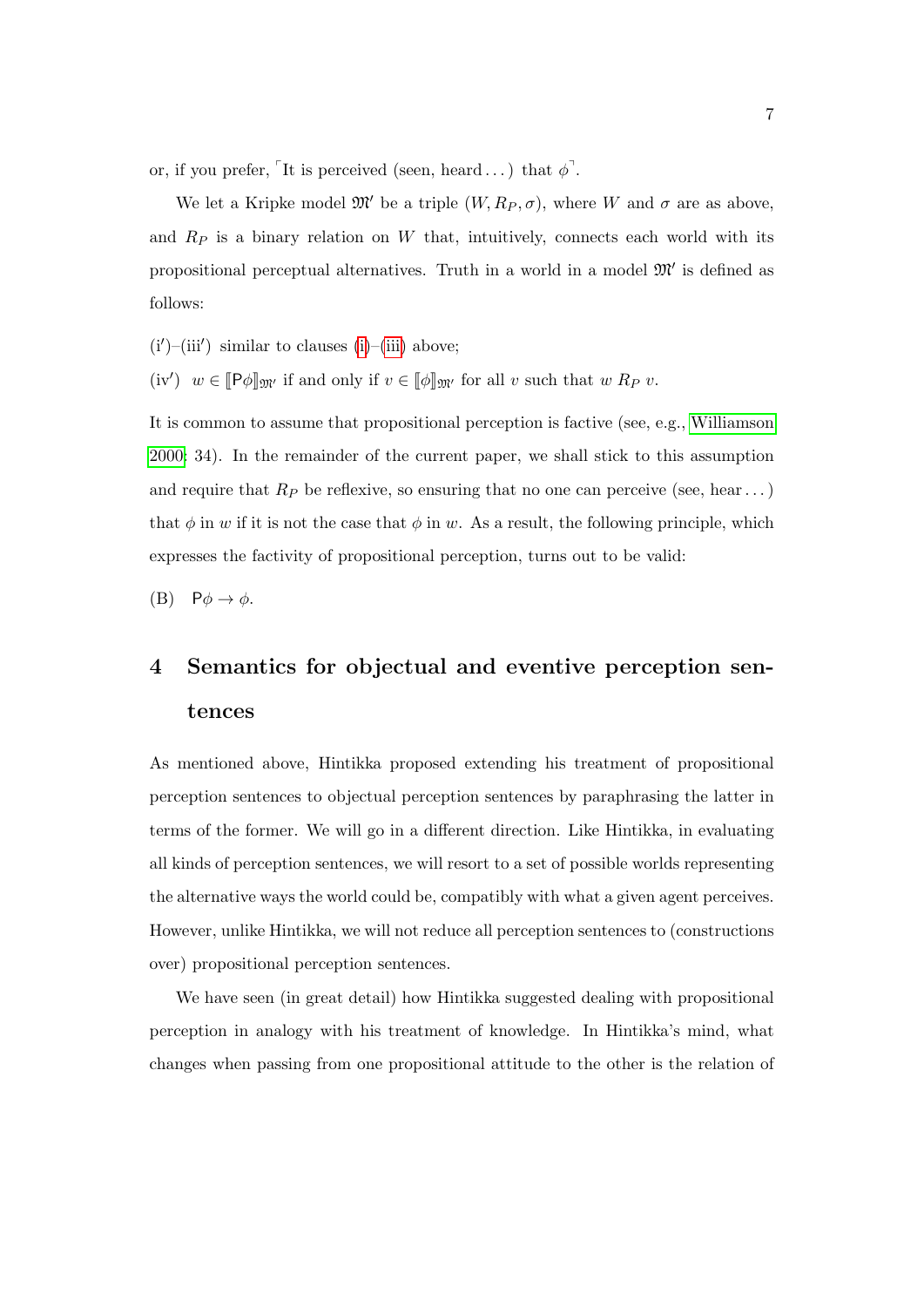or, if you prefer, ⌜It is perceived (seen, heard . . . ) that $\phi$⌝.

We let a Kripke model $\mathfrak{M}'$ be a triple $(W, R_P, \sigma)$, where $W$ and $\sigma$ are as above, and $R_P$ is a binary relation on $W$ that, intuitively, connects each world with its propositional perceptual alternatives. Truth in a world in a model $\mathfrak{M}'$ is defined as follows:

(i′)–(iii′) similar to clauses (i)–(iii) above;

(iv′) $w \in [\![\mathsf{P}\phi]\!]_{\mathfrak{M}'}$ if and only if $v \in [\![\phi]\!]_{\mathfrak{M}'}$ for all $v$ such that $w \; R_P \; v$.

It is common to assume that propositional perception is factive (see, e.g., Williamson 2000: 34). In the remainder of the current paper, we shall stick to this assumption and require that $R_P$ be reflexive, so ensuring that no one can perceive (see, hear . . . ) that $\phi$ in $w$ if it is not the case that $\phi$ in $w$. As a result, the following principle, which expresses the factivity of propositional perception, turns out to be valid:

(B) $\mathsf{P}\phi \rightarrow \phi$.

# 4 Semantics for objectual and eventive perception sentences

As mentioned above, Hintikka proposed extending his treatment of propositional perception sentences to objectual perception sentences by paraphrasing the latter in terms of the former. We will go in a different direction. Like Hintikka, in evaluating all kinds of perception sentences, we will resort to a set of possible worlds representing the alternative ways the world could be, compatibly with what a given agent perceives. However, unlike Hintikka, we will not reduce all perception sentences to (constructions over) propositional perception sentences.

We have seen (in great detail) how Hintikka suggested dealing with propositional perception in analogy with his treatment of knowledge. In Hintikka's mind, what changes when passing from one propositional attitude to the other is the relation of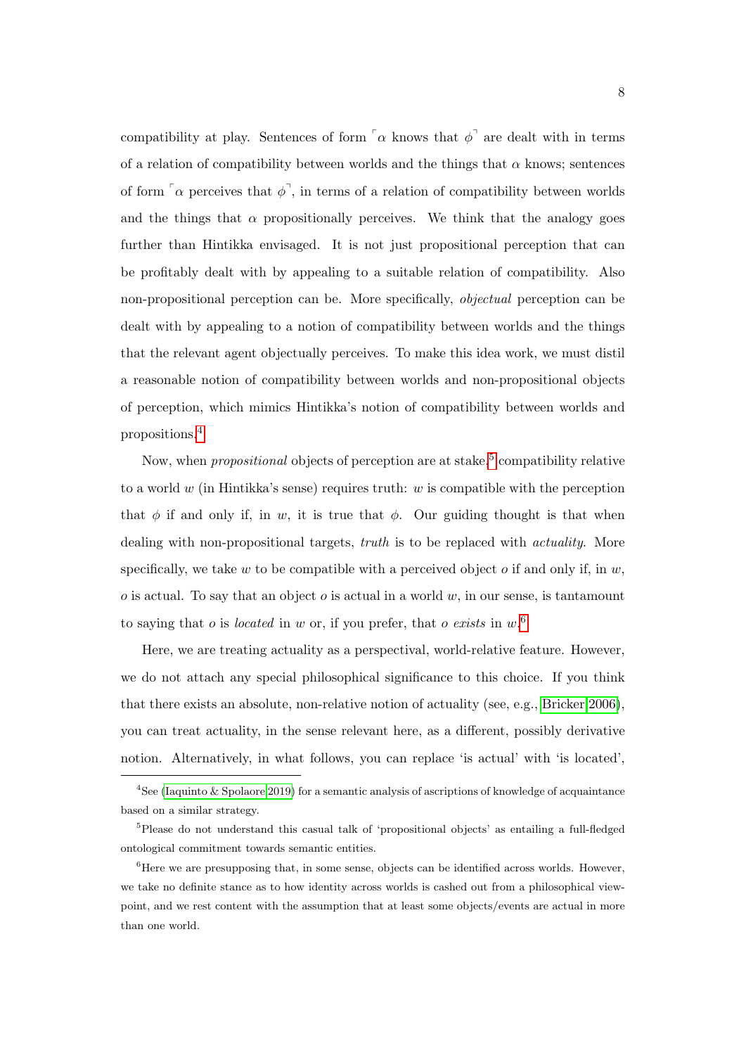compatibility at play. Sentences of form $\ulcorner\alpha$ knows that $\phi\urcorner$ are dealt with in terms of a relation of compatibility between worlds and the things that $\alpha$ knows; sentences of form $\ulcorner\alpha$ perceives that $\phi\urcorner$, in terms of a relation of compatibility between worlds and the things that $\alpha$ propositionally perceives. We think that the analogy goes further than Hintikka envisaged. It is not just propositional perception that can be profitably dealt with by appealing to a suitable relation of compatibility. Also non-propositional perception can be. More specifically, *objectual* perception can be dealt with by appealing to a notion of compatibility between worlds and the things that the relevant agent objectually perceives. To make this idea work, we must distil a reasonable notion of compatibility between worlds and non-propositional objects of perception, which mimics Hintikka's notion of compatibility between worlds and propositions.[4]

Now, when *propositional* objects of perception are at stake,[5] compatibility relative to a world $w$ (in Hintikka's sense) requires truth: $w$ is compatible with the perception that $\phi$ if and only if, in $w$, it is true that $\phi$. Our guiding thought is that when dealing with non-propositional targets, *truth* is to be replaced with *actuality*. More specifically, we take $w$ to be compatible with a perceived object $o$ if and only if, in $w$, $o$ is actual. To say that an object $o$ is actual in a world $w$, in our sense, is tantamount to saying that $o$ is *located* in $w$ or, if you prefer, that $o$ *exists* in $w$.[6]

Here, we are treating actuality as a perspectival, world-relative feature. However, we do not attach any special philosophical significance to this choice. If you think that there exists an absolute, non-relative notion of actuality (see, e.g., Bricker 2006), you can treat actuality, in the sense relevant here, as a different, possibly derivative notion. Alternatively, in what follows, you can replace 'is actual' with 'is located',

[4] See (Iaquinto & Spolaore 2019) for a semantic analysis of ascriptions of knowledge of acquaintance based on a similar strategy.

[5] Please do not understand this casual talk of 'propositional objects' as entailing a full-fledged ontological commitment towards semantic entities.

[6] Here we are presupposing that, in some sense, objects can be identified across worlds. However, we take no definite stance as to how identity across worlds is cashed out from a philosophical viewpoint, and we rest content with the assumption that at least some objects/events are actual in more than one world.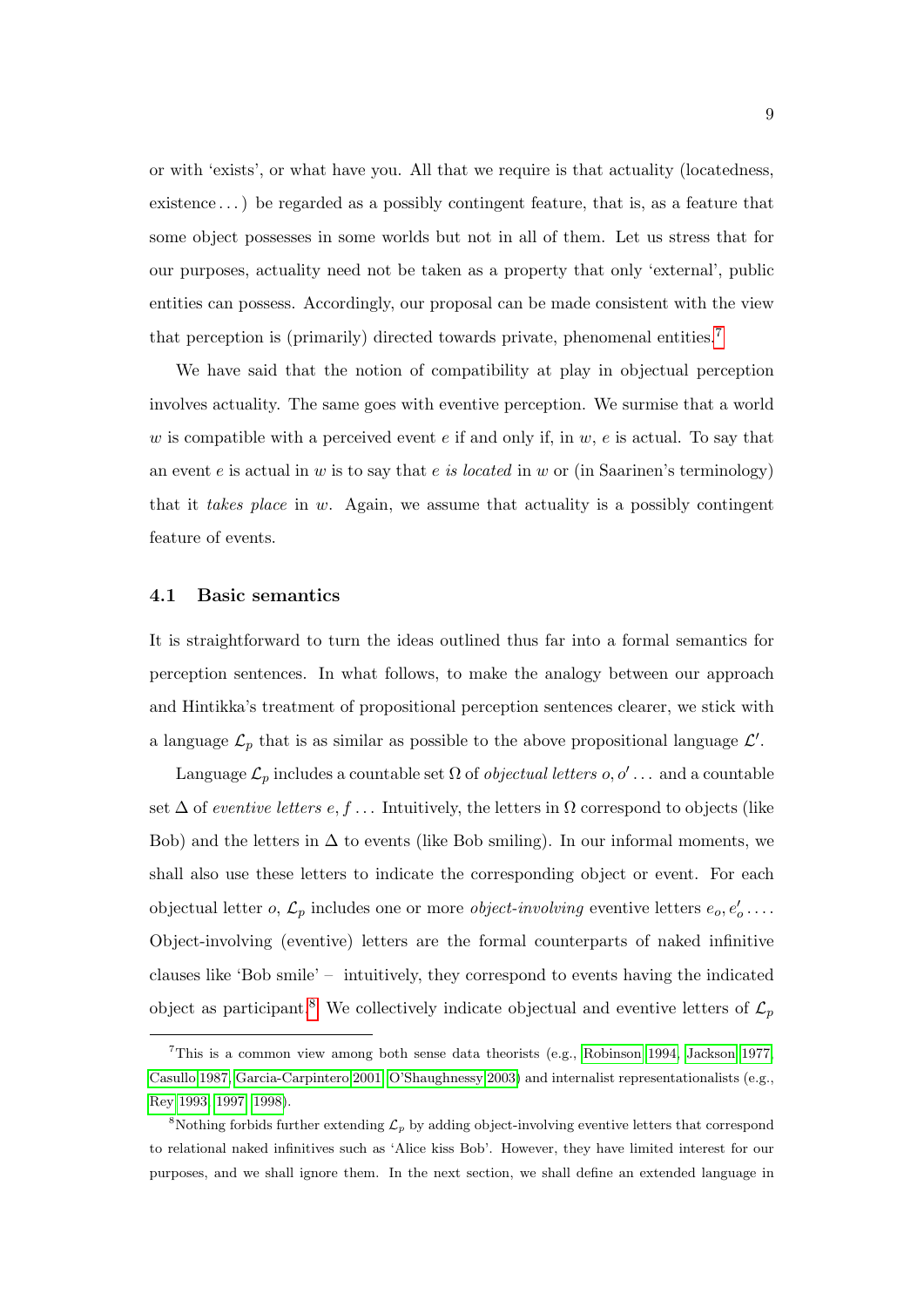or with 'exists', or what have you. All that we require is that actuality (locatedness, existence . . . ) be regarded as a possibly contingent feature, that is, as a feature that some object possesses in some worlds but not in all of them. Let us stress that for our purposes, actuality need not be taken as a property that only 'external', public entities can possess. Accordingly, our proposal can be made consistent with the view that perception is (primarily) directed towards private, phenomenal entities.[7]

We have said that the notion of compatibility at play in objectual perception involves actuality. The same goes with eventive perception. We surmise that a world $w$ is compatible with a perceived event $e$ if and only if, in $w$, $e$ is actual. To say that an event $e$ is actual in $w$ is to say that $e$ *is located* in $w$ or (in Saarinen's terminology) that it *takes place* in $w$. Again, we assume that actuality is a possibly contingent feature of events.

### 4.1 Basic semantics

It is straightforward to turn the ideas outlined thus far into a formal semantics for perception sentences. In what follows, to make the analogy between our approach and Hintikka's treatment of propositional perception sentences clearer, we stick with a language $\mathcal{L}_p$ that is as similar as possible to the above propositional language $\mathcal{L}'$.

Language $\mathcal{L}_p$ includes a countable set $\Omega$ of *objectual letters* $o, o' \dots$ and a countable set $\Delta$ of *eventive letters* $e, f \dots$ Intuitively, the letters in $\Omega$ correspond to objects (like Bob) and the letters in $\Delta$ to events (like Bob smiling). In our informal moments, we shall also use these letters to indicate the corresponding object or event. For each objectual letter $o$, $\mathcal{L}_p$ includes one or more *object-involving* eventive letters $e_o, e'_o \dots$. Object-involving (eventive) letters are the formal counterparts of naked infinitive clauses like 'Bob smile' – intuitively, they correspond to events having the indicated object as participant.[8] We collectively indicate objectual and eventive letters of $\mathcal{L}_p$

---

[7] This is a common view among both sense data theorists (e.g., Robinson 1994, Jackson 1977, Casullo 1987, Garcia-Carpintero 2001, O'Shaughnessy 2003) and internalist representationalists (e.g., Rey 1993, 1997, 1998).

[8] Nothing forbids further extending $\mathcal{L}_p$ by adding object-involving eventive letters that correspond to relational naked infinitives such as 'Alice kiss Bob'. However, they have limited interest for our purposes, and we shall ignore them. In the next section, we shall define an extended language in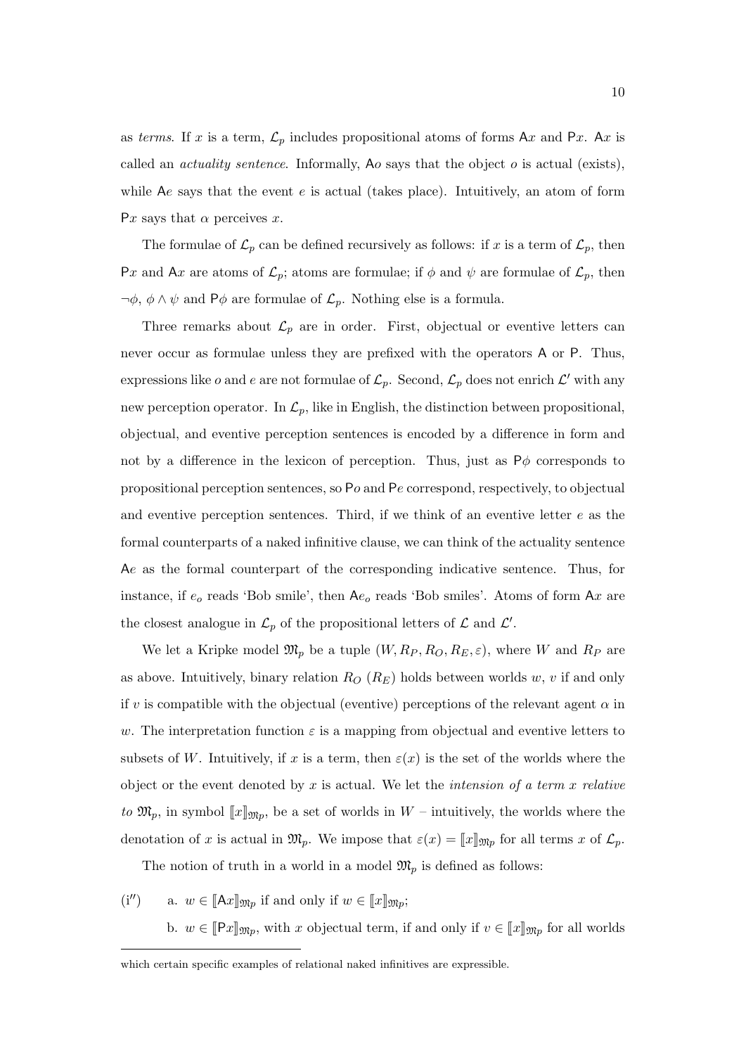as *terms*. If $x$ is a term, $\mathcal{L}_p$ includes propositional atoms of forms $\mathsf{A}x$ and $\mathsf{P}x$. $\mathsf{A}x$ is called an *actuality sentence*. Informally, $\mathsf{A}o$ says that the object $o$ is actual (exists), while $\mathsf{A}e$ says that the event $e$ is actual (takes place). Intuitively, an atom of form $\mathsf{P}x$ says that $\alpha$ perceives $x$.

The formulae of $\mathcal{L}_p$ can be defined recursively as follows: if $x$ is a term of $\mathcal{L}_p$, then $\mathsf{P}x$ and $\mathsf{A}x$ are atoms of $\mathcal{L}_p$; atoms are formulae; if $\phi$ and $\psi$ are formulae of $\mathcal{L}_p$, then $\neg\phi$, $\phi \wedge \psi$ and $\mathsf{P}\phi$ are formulae of $\mathcal{L}_p$. Nothing else is a formula.

Three remarks about $\mathcal{L}_p$ are in order. First, objectual or eventive letters can never occur as formulae unless they are prefixed with the operators $\mathsf{A}$ or $\mathsf{P}$. Thus, expressions like $o$ and $e$ are not formulae of $\mathcal{L}_p$. Second, $\mathcal{L}_p$ does not enrich $\mathcal{L}'$ with any new perception operator. In $\mathcal{L}_p$, like in English, the distinction between propositional, objectual, and eventive perception sentences is encoded by a difference in form and not by a difference in the lexicon of perception. Thus, just as $\mathsf{P}\phi$ corresponds to propositional perception sentences, so $\mathsf{P}o$ and $\mathsf{P}e$ correspond, respectively, to objectual and eventive perception sentences. Third, if we think of an eventive letter $e$ as the formal counterparts of a naked infinitive clause, we can think of the actuality sentence $\mathsf{A}e$ as the formal counterpart of the corresponding indicative sentence. Thus, for instance, if $e_o$ reads 'Bob smile', then $\mathsf{A}e_o$ reads 'Bob smiles'. Atoms of form $\mathsf{A}x$ are the closest analogue in $\mathcal{L}_p$ of the propositional letters of $\mathcal{L}$ and $\mathcal{L}'$.

We let a Kripke model $\mathfrak{M}_p$ be a tuple $(W, R_P, R_O, R_E, \varepsilon)$, where $W$ and $R_P$ are as above. Intuitively, binary relation $R_O$ ($R_E$) holds between worlds $w$, $v$ if and only if $v$ is compatible with the objectual (eventive) perceptions of the relevant agent $\alpha$ in $w$. The interpretation function $\varepsilon$ is a mapping from objectual and eventive letters to subsets of $W$. Intuitively, if $x$ is a term, then $\varepsilon(x)$ is the set of the worlds where the object or the event denoted by $x$ is actual. We let the *intension of a term $x$ relative to $\mathfrak{M}_p$*, in symbol $[\![x]\!]_{\mathfrak{M}_p}$, be a set of worlds in $W$ – intuitively, the worlds where the denotation of $x$ is actual in $\mathfrak{M}_p$. We impose that $\varepsilon(x) = [\![x]\!]_{\mathfrak{M}_p}$ for all terms $x$ of $\mathcal{L}_p$.

The notion of truth in a world in a model $\mathfrak{M}_p$ is defined as follows:

(i$''$) a. $w \in [\![\mathsf{A}x]\!]_{\mathfrak{M}_p}$ if and only if $w \in [\![x]\!]_{\mathfrak{M}_p}$;

b. $w \in [\![\mathsf{P}x]\!]_{\mathfrak{M}_p}$, with $x$ objectual term, if and only if $v \in [\![x]\!]_{\mathfrak{M}_p}$ for all worlds

---

which certain specific examples of relational naked infinitives are expressible.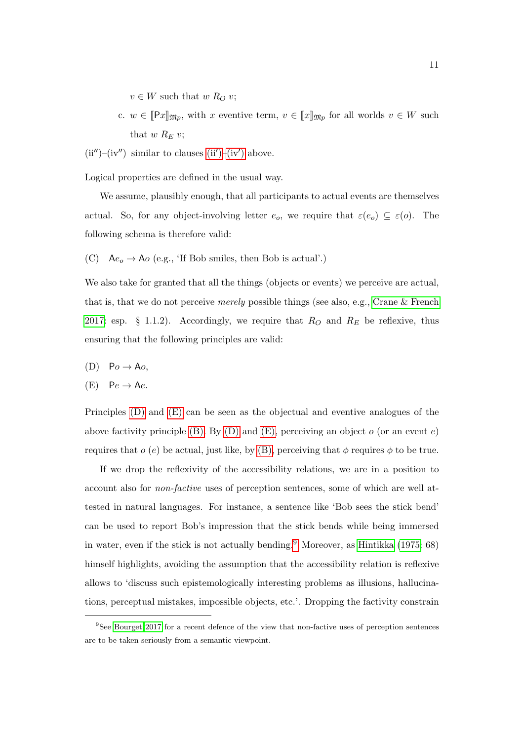$v \in W$ such that $w\ R_O\ v$;

c. $w \in [\![\mathsf{P}x]\!]_{\mathfrak{M}p}$, with $x$ eventive term, $v \in [\![x]\!]_{\mathfrak{M}p}$ for all worlds $v \in W$ such that $w\ R_E\ v$;

(ii″)–(iv″) similar to clauses (ii′)–(iv′) above.

Logical properties are defined in the usual way.

We assume, plausibly enough, that all participants to actual events are themselves actual. So, for any object-involving letter $e_o$, we require that $\varepsilon(e_o) \subseteq \varepsilon(o)$. The following schema is therefore valid:

(C) $\mathsf{A}e_o \rightarrow \mathsf{A}o$ (e.g., 'If Bob smiles, then Bob is actual'.)

We also take for granted that all the things (objects or events) we perceive are actual, that is, that we do not perceive *merely* possible things (see also, e.g., Crane & French 2017: esp. § 1.1.2). Accordingly, we require that $R_O$ and $R_E$ be reflexive, thus ensuring that the following principles are valid:

(D) $\mathsf{P}o \rightarrow \mathsf{A}o$,

(E) $\mathsf{P}e \rightarrow \mathsf{A}e$.

Principles (D) and (E) can be seen as the objectual and eventive analogues of the above factivity principle (B). By (D) and (E), perceiving an object $o$ (or an event $e$) requires that $o$ ($e$) be actual, just like, by (B), perceiving that $\phi$ requires $\phi$ to be true.

If we drop the reflexivity of the accessibility relations, we are in a position to account also for *non-factive* uses of perception sentences, some of which are well attested in natural languages. For instance, a sentence like 'Bob sees the stick bend' can be used to report Bob's impression that the stick bends while being immersed in water, even if the stick is not actually bending.[9] Moreover, as Hintikka (1975: 68) himself highlights, avoiding the assumption that the accessibility relation is reflexive allows to 'discuss such epistemologically interesting problems as illusions, hallucinations, perceptual mistakes, impossible objects, etc.'. Dropping the factivity constrain

[9] See Bourget 2017 for a recent defence of the view that non-factive uses of perception sentences are to be taken seriously from a semantic viewpoint.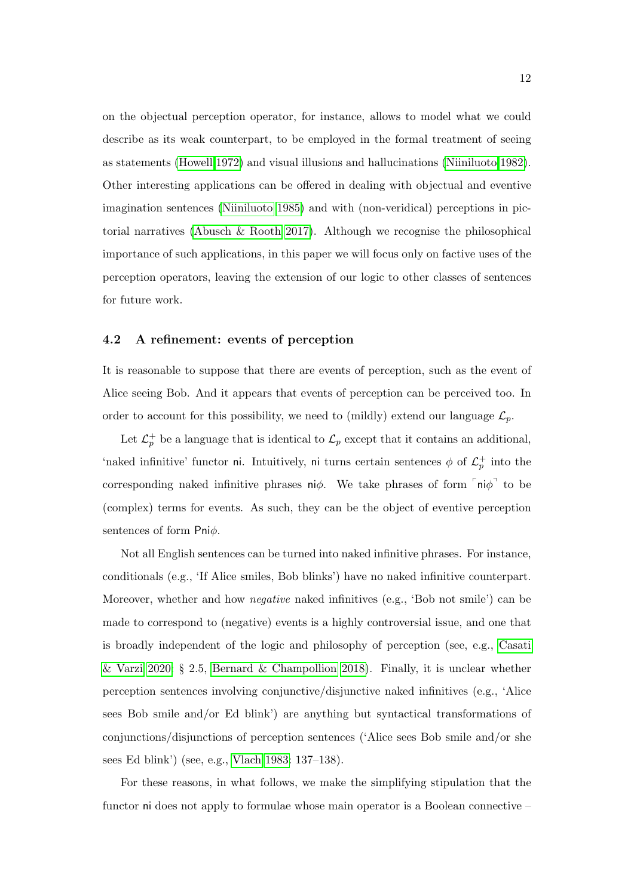on the objectual perception operator, for instance, allows to model what we could describe as its weak counterpart, to be employed in the formal treatment of seeing as statements (Howell 1972) and visual illusions and hallucinations (Niiniluoto 1982). Other interesting applications can be offered in dealing with objectual and eventive imagination sentences (Niiniluoto 1985) and with (non-veridical) perceptions in pictorial narratives (Abusch & Rooth 2017). Although we recognise the philosophical importance of such applications, in this paper we will focus only on factive uses of the perception operators, leaving the extension of our logic to other classes of sentences for future work.

### 4.2 A refinement: events of perception

It is reasonable to suppose that there are events of perception, such as the event of Alice seeing Bob. And it appears that events of perception can be perceived too. In order to account for this possibility, we need to (mildly) extend our language $\mathcal{L}_p$.

Let $\mathcal{L}_p^+$ be a language that is identical to $\mathcal{L}_p$ except that it contains an additional, 'naked infinitive' functor $\mathsf{ni}$. Intuitively, $\mathsf{ni}$ turns certain sentences $\phi$ of $\mathcal{L}_p^+$ into the corresponding naked infinitive phrases $\mathsf{ni}\phi$. We take phrases of form $\ulcorner \mathsf{ni}\phi \urcorner$ to be (complex) terms for events. As such, they can be the object of eventive perception sentences of form $\mathsf{Pni}\phi$.

Not all English sentences can be turned into naked infinitive phrases. For instance, conditionals (e.g., 'If Alice smiles, Bob blinks') have no naked infinitive counterpart. Moreover, whether and how *negative* naked infinitives (e.g., 'Bob not smile') can be made to correspond to (negative) events is a highly controversial issue, and one that is broadly independent of the logic and philosophy of perception (see, e.g., Casati & Varzi 2020: § 2.5, Bernard & Champollion 2018). Finally, it is unclear whether perception sentences involving conjunctive/disjunctive naked infinitives (e.g., 'Alice sees Bob smile and/or Ed blink') are anything but syntactical transformations of conjunctions/disjunctions of perception sentences ('Alice sees Bob smile and/or she sees Ed blink') (see, e.g., Vlach 1983: 137–138).

For these reasons, in what follows, we make the simplifying stipulation that the functor $\mathsf{ni}$ does not apply to formulae whose main operator is a Boolean connective –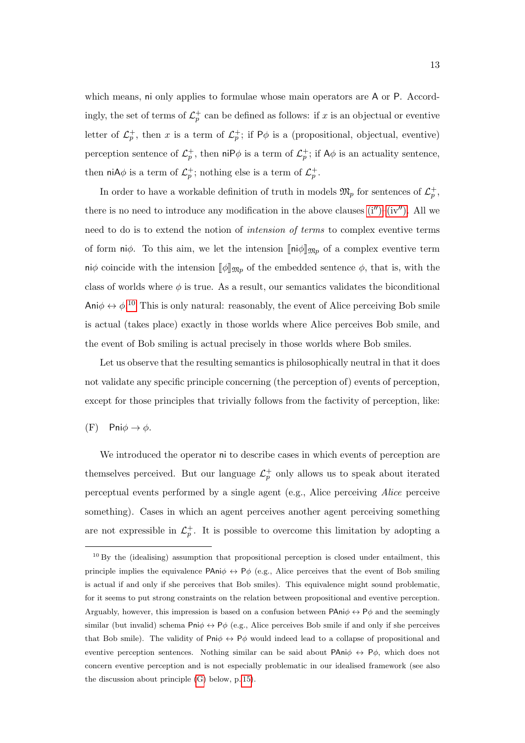which means, $\mathsf{ni}$ only applies to formulae whose main operators are $\mathsf{A}$ or $\mathsf{P}$. Accordingly, the set of terms of $\mathcal{L}_p^+$ can be defined as follows: if $x$ is an objectual or eventive letter of $\mathcal{L}_p^+$, then $x$ is a term of $\mathcal{L}_p^+$; if $\mathsf{P}\phi$ is a (propositional, objectual, eventive) perception sentence of $\mathcal{L}_p^+$, then $\mathsf{niP}\phi$ is a term of $\mathcal{L}_p^+$; if $\mathsf{A}\phi$ is an actuality sentence, then $\mathsf{niA}\phi$ is a term of $\mathcal{L}_p^+$; nothing else is a term of $\mathcal{L}_p^+$.

In order to have a workable definition of truth in models $\mathfrak{M}_p$ for sentences of $\mathcal{L}_p^+$, there is no need to introduce any modification in the above clauses (i″)–(iv″). All we need to do is to extend the notion of *intension of terms* to complex eventive terms of form $\mathsf{ni}\phi$. To this aim, we let the intension $[\![\mathsf{ni}\phi]\!]_{\mathfrak{M}_p}$ of a complex eventive term $\mathsf{ni}\phi$ coincide with the intension $[\![\phi]\!]_{\mathfrak{M}_p}$ of the embedded sentence $\phi$, that is, with the class of worlds where $\phi$ is true. As a result, our semantics validates the biconditional $\mathsf{Ani}\phi \leftrightarrow \phi$.[10] This is only natural: reasonably, the event of Alice perceiving Bob smile is actual (takes place) exactly in those worlds where Alice perceives Bob smile, and the event of Bob smiling is actual precisely in those worlds where Bob smiles.

Let us observe that the resulting semantics is philosophically neutral in that it does not validate any specific principle concerning (the perception of) events of perception, except for those principles that trivially follows from the factivity of perception, like:

(F) $\quad \mathsf{Pni}\phi \rightarrow \phi$.

We introduced the operator $\mathsf{ni}$ to describe cases in which events of perception are themselves perceived. But our language $\mathcal{L}_p^+$ only allows us to speak about iterated perceptual events performed by a single agent (e.g., Alice perceiving *Alice* perceive something). Cases in which an agent perceives another agent perceiving something are not expressible in $\mathcal{L}_p^+$. It is possible to overcome this limitation by adopting a

---

[10] By the (idealising) assumption that propositional perception is closed under entailment, this principle implies the equivalence $\mathsf{PAni}\phi \leftrightarrow \mathsf{P}\phi$ (e.g., Alice perceives that the event of Bob smiling is actual if and only if she perceives that Bob smiles). This equivalence might sound problematic, for it seems to put strong constraints on the relation between propositional and eventive perception. Arguably, however, this impression is based on a confusion between $\mathsf{PAni}\phi \leftrightarrow \mathsf{P}\phi$ and the seemingly similar (but invalid) schema $\mathsf{Pni}\phi \leftrightarrow \mathsf{P}\phi$ (e.g., Alice perceives Bob smile if and only if she perceives that Bob smile). The validity of $\mathsf{Pni}\phi \leftrightarrow \mathsf{P}\phi$ would indeed lead to a collapse of propositional and eventive perception sentences. Nothing similar can be said about $\mathsf{PAni}\phi \leftrightarrow \mathsf{P}\phi$, which does not concern eventive perception and is not especially problematic in our idealised framework (see also the discussion about principle (G) below, p. 15).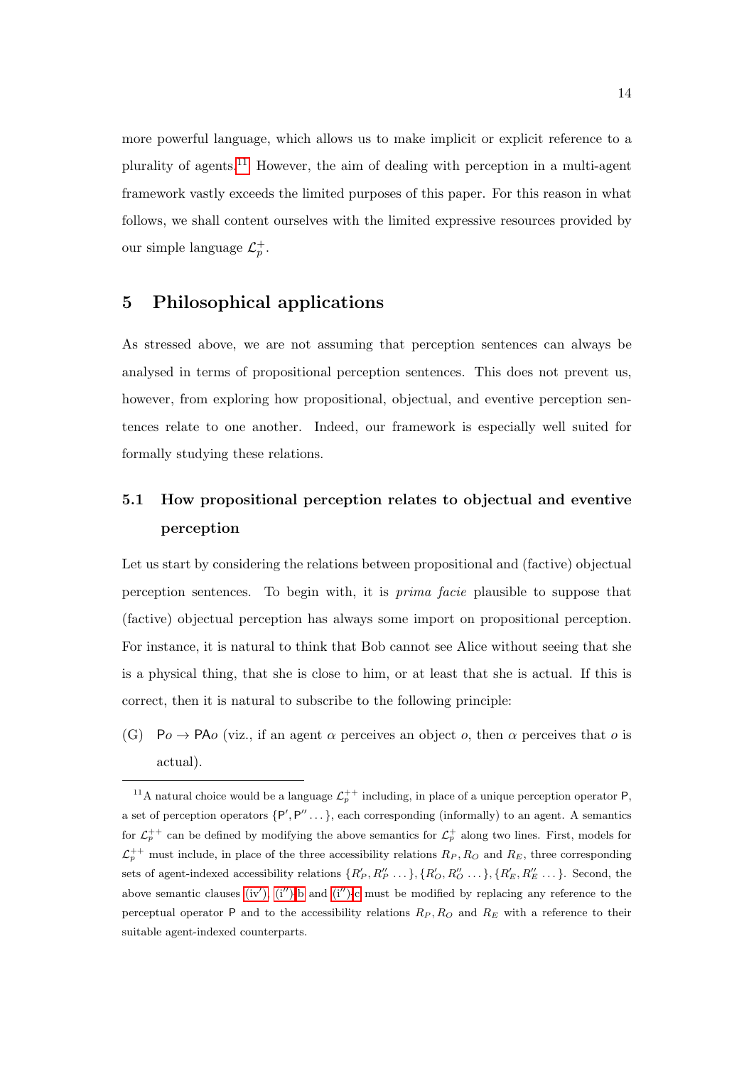more powerful language, which allows us to make implicit or explicit reference to a plurality of agents.[11] However, the aim of dealing with perception in a multi-agent framework vastly exceeds the limited purposes of this paper. For this reason in what follows, we shall content ourselves with the limited expressive resources provided by our simple language $\mathcal{L}_p^+$.

## 5 Philosophical applications

As stressed above, we are not assuming that perception sentences can always be analysed in terms of propositional perception sentences. This does not prevent us, however, from exploring how propositional, objectual, and eventive perception sentences relate to one another. Indeed, our framework is especially well suited for formally studying these relations.

### 5.1 How propositional perception relates to objectual and eventive perception

Let us start by considering the relations between propositional and (factive) objectual perception sentences. To begin with, it is *prima facie* plausible to suppose that (factive) objectual perception has always some import on propositional perception. For instance, it is natural to think that Bob cannot see Alice without seeing that she is a physical thing, that she is close to him, or at least that she is actual. If this is correct, then it is natural to subscribe to the following principle:

(G) $\mathsf{P}o \rightarrow \mathsf{PA}o$ (viz., if an agent $\alpha$ perceives an object $o$, then $\alpha$ perceives that $o$ is actual).

[11] A natural choice would be a language $\mathcal{L}_p^{++}$ including, in place of a unique perception operator $\mathsf{P}$, a set of perception operators $\{\mathsf{P}', \mathsf{P}'' \dots\}$, each corresponding (informally) to an agent. A semantics for $\mathcal{L}_p^{++}$ can be defined by modifying the above semantics for $\mathcal{L}_p^+$ along two lines. First, models for $\mathcal{L}_p^{++}$ must include, in place of the three accessibility relations $R_P, R_O$ and $R_E$, three corresponding sets of agent-indexed accessibility relations $\{R'_P, R''_P \dots\}, \{R'_O, R''_O \dots\}, \{R'_E, R''_E \dots\}$. Second, the above semantic clauses (iv′), (i″)-b and (i″)-c must be modified by replacing any reference to the perceptual operator $\mathsf{P}$ and to the accessibility relations $R_P, R_O$ and $R_E$ with a reference to their suitable agent-indexed counterparts.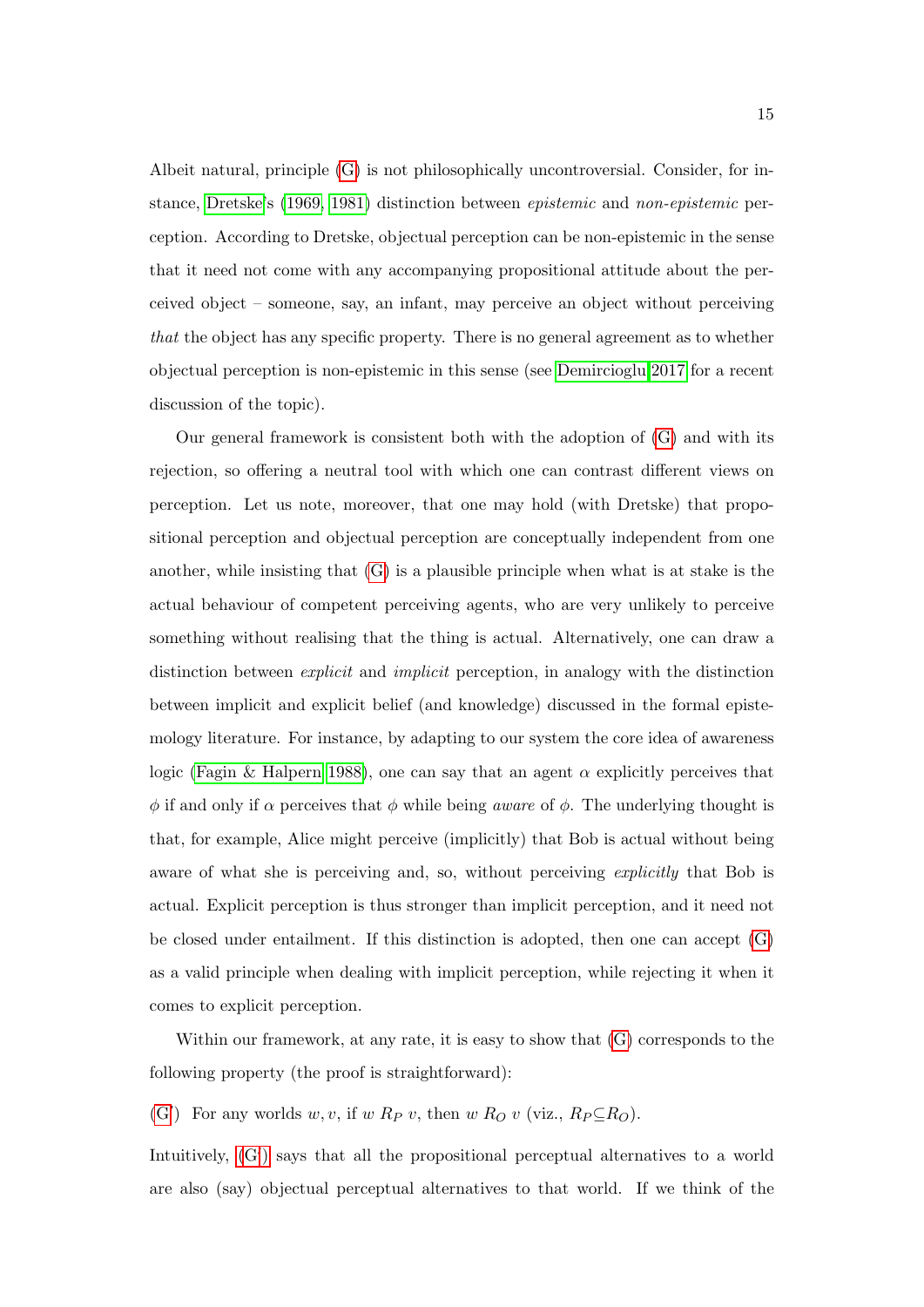Albeit natural, principle (G) is not philosophically uncontroversial. Consider, for instance, Dretske's (1969, 1981) distinction between *epistemic* and *non-epistemic* perception. According to Dretske, objectual perception can be non-epistemic in the sense that it need not come with any accompanying propositional attitude about the perceived object – someone, say, an infant, may perceive an object without perceiving *that* the object has any specific property. There is no general agreement as to whether objectual perception is non-epistemic in this sense (see Demircioglu 2017 for a recent discussion of the topic).

Our general framework is consistent both with the adoption of (G) and with its rejection, so offering a neutral tool with which one can contrast different views on perception. Let us note, moreover, that one may hold (with Dretske) that propositional perception and objectual perception are conceptually independent from one another, while insisting that (G) is a plausible principle when what is at stake is the actual behaviour of competent perceiving agents, who are very unlikely to perceive something without realising that the thing is actual. Alternatively, one can draw a distinction between *explicit* and *implicit* perception, in analogy with the distinction between implicit and explicit belief (and knowledge) discussed in the formal epistemology literature. For instance, by adapting to our system the core idea of awareness logic (Fagin & Halpern 1988), one can say that an agent $\alpha$ explicitly perceives that $\phi$ if and only if $\alpha$ perceives that $\phi$ while being *aware* of $\phi$. The underlying thought is that, for example, Alice might perceive (implicitly) that Bob is actual without being aware of what she is perceiving and, so, without perceiving *explicitly* that Bob is actual. Explicit perception is thus stronger than implicit perception, and it need not be closed under entailment. If this distinction is adopted, then one can accept (G) as a valid principle when dealing with implicit perception, while rejecting it when it comes to explicit perception.

Within our framework, at any rate, it is easy to show that (G) corresponds to the following property (the proof is straightforward):

(G') For any worlds $w, v$, if $w \; R_P \; v$, then $w \; R_O \; v$ (viz., $R_P \subseteq R_O$).

Intuitively, (G') says that all the propositional perceptual alternatives to a world are also (say) objectual perceptual alternatives to that world. If we think of the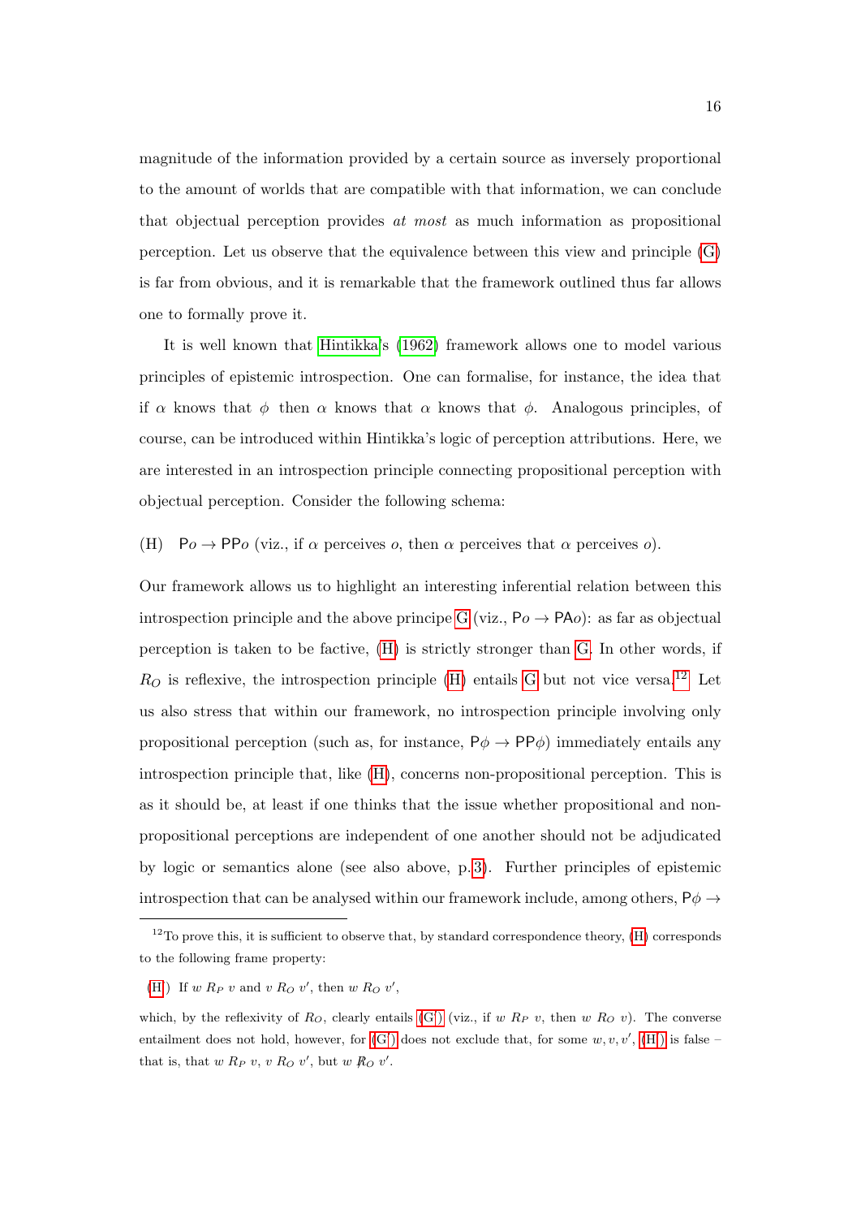magnitude of the information provided by a certain source as inversely proportional to the amount of worlds that are compatible with that information, we can conclude that objectual perception provides *at most* as much information as propositional perception. Let us observe that the equivalence between this view and principle (G) is far from obvious, and it is remarkable that the framework outlined thus far allows one to formally prove it.

It is well known that Hintikka's (1962) framework allows one to model various principles of epistemic introspection. One can formalise, for instance, the idea that if $\alpha$ knows that $\phi$ then $\alpha$ knows that $\alpha$ knows that $\phi$. Analogous principles, of course, can be introduced within Hintikka's logic of perception attributions. Here, we are interested in an introspection principle connecting propositional perception with objectual perception. Consider the following schema:

(H) $\mathsf{P}o \rightarrow \mathsf{PP}o$ (viz., if $\alpha$ perceives $o$, then $\alpha$ perceives that $\alpha$ perceives $o$).

Our framework allows us to highlight an interesting inferential relation between this introspection principle and the above principle G (viz., $\mathsf{P}o \rightarrow \mathsf{PA}o$): as far as objectual perception is taken to be factive, (H) is strictly stronger than G. In other words, if $R_O$ is reflexive, the introspection principle (H) entails G but not vice versa.[12] Let us also stress that within our framework, no introspection principle involving only propositional perception (such as, for instance, $\mathsf{P}\phi \rightarrow \mathsf{PP}\phi$) immediately entails any introspection principle that, like (H), concerns non-propositional perception. This is as it should be, at least if one thinks that the issue whether propositional and non-propositional perceptions are independent of one another should not be adjudicated by logic or semantics alone (see also above, p. 3). Further principles of epistemic introspection that can be analysed within our framework include, among others, $\mathsf{P}\phi \rightarrow$

[12] To prove this, it is sufficient to observe that, by standard correspondence theory, (H) corresponds to the following frame property:

(H′) If $w\ R_P\ v$ and $v\ R_O\ v'$, then $w\ R_O\ v'$,

which, by the reflexivity of $R_O$, clearly entails (G′) (viz., if $w\ R_P\ v$, then $w\ R_O\ v$). The converse entailment does not hold, however, for (G′) does not exclude that, for some $w, v, v'$, (H′) is false – that is, that $w\ R_P\ v$, $v\ R_O\ v'$, but $w\ \not R_O\ v'$.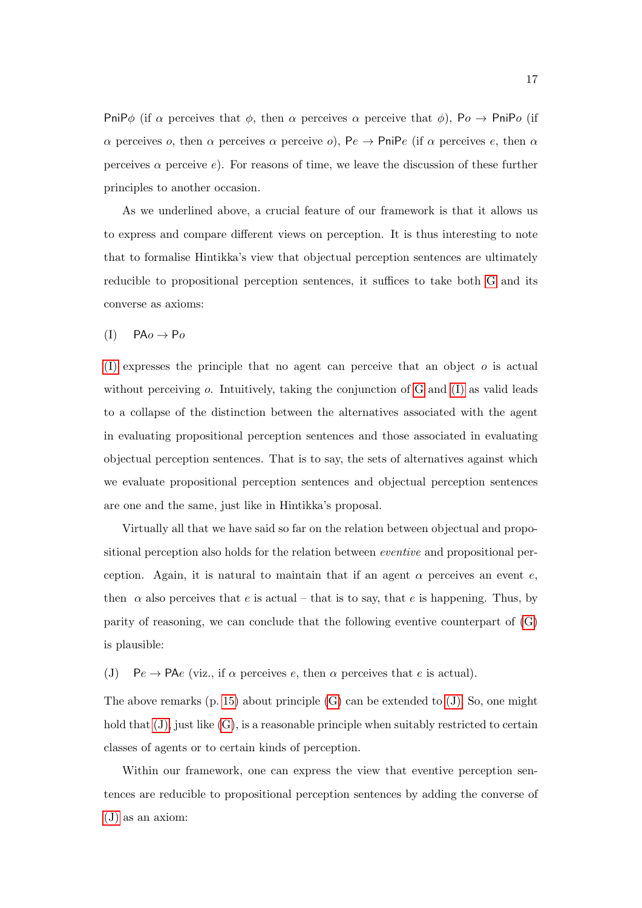$\mathsf{PniP}\phi$ (if $\alpha$ perceives that $\phi$, then $\alpha$ perceives $\alpha$ perceive that $\phi$), $\mathsf{P}o \rightarrow \mathsf{PniP}o$ (if $\alpha$ perceives $o$, then $\alpha$ perceives $\alpha$ perceive $o$), $\mathsf{P}e \rightarrow \mathsf{PniP}e$ (if $\alpha$ perceives $e$, then $\alpha$ perceives $\alpha$ perceive $e$). For reasons of time, we leave the discussion of these further principles to another occasion.

As we underlined above, a crucial feature of our framework is that it allows us to express and compare different views on perception. It is thus interesting to note that to formalise Hintikka's view that objectual perception sentences are ultimately reducible to propositional perception sentences, it suffices to take both G and its converse as axioms:

(I) $\mathsf{PA}o \rightarrow \mathsf{P}o$

(I) expresses the principle that no agent can perceive that an object $o$ is actual without perceiving $o$. Intuitively, taking the conjunction of G and (I) as valid leads to a collapse of the distinction between the alternatives associated with the agent in evaluating propositional perception sentences and those associated in evaluating objectual perception sentences. That is to say, the sets of alternatives against which we evaluate propositional perception sentences and objectual perception sentences are one and the same, just like in Hintikka's proposal.

Virtually all that we have said so far on the relation between objectual and propositional perception also holds for the relation between *eventive* and propositional perception. Again, it is natural to maintain that if an agent $\alpha$ perceives an event $e$, then $\alpha$ also perceives that $e$ is actual – that is to say, that $e$ is happening. Thus, by parity of reasoning, we can conclude that the following eventive counterpart of (G) is plausible:

(J) $\mathsf{P}e \rightarrow \mathsf{PA}e$ (viz., if $\alpha$ perceives $e$, then $\alpha$ perceives that $e$ is actual).

The above remarks (p. 15) about principle (G) can be extended to (J). So, one might hold that (J), just like (G), is a reasonable principle when suitably restricted to certain classes of agents or to certain kinds of perception.

Within our framework, one can express the view that eventive perception sentences are reducible to propositional perception sentences by adding the converse of (J) as an axiom: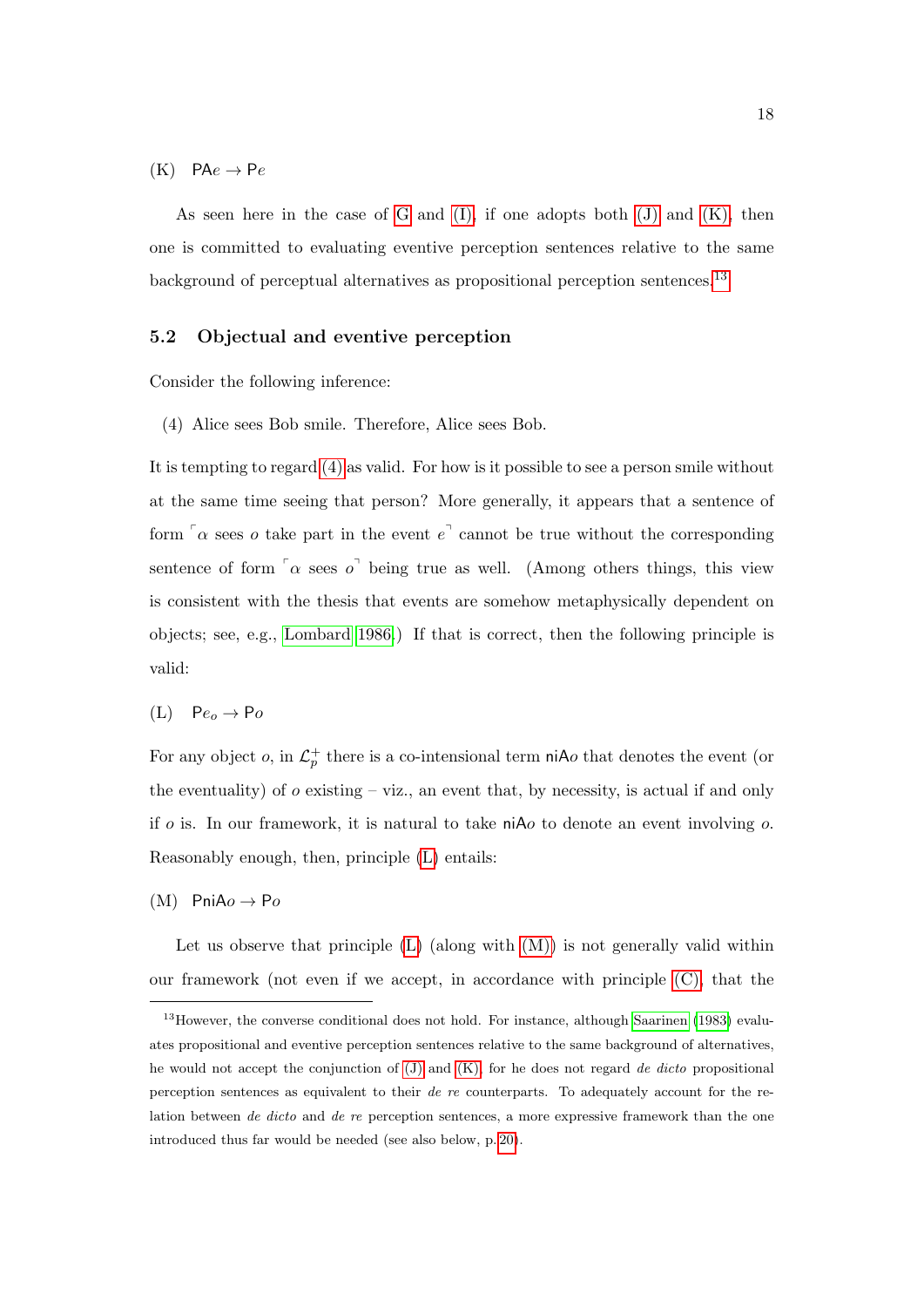(K) $\mathsf{PA}e \to \mathsf{P}e$

As seen here in the case of G and (I), if one adopts both (J) and (K), then one is committed to evaluating eventive perception sentences relative to the same background of perceptual alternatives as propositional perception sentences.[13]

### 5.2 Objectual and eventive perception

Consider the following inference:

(4) Alice sees Bob smile. Therefore, Alice sees Bob.

It is tempting to regard (4) as valid. For how is it possible to see a person smile without at the same time seeing that person? More generally, it appears that a sentence of form ⌜$\alpha$ sees $o$ take part in the event $e$⌝ cannot be true without the corresponding sentence of form ⌜$\alpha$ sees $o$⌝ being true as well. (Among others things, this view is consistent with the thesis that events are somehow metaphysically dependent on objects; see, e.g., Lombard 1986.) If that is correct, then the following principle is valid:

(L) $\mathsf{P}e_o \to \mathsf{P}o$

For any object $o$, in $\mathcal{L}_p^+$ there is a co-intensional term $\mathsf{niA}o$ that denotes the event (or the eventuality) of $o$ existing – viz., an event that, by necessity, is actual if and only if $o$ is. In our framework, it is natural to take $\mathsf{niA}o$ to denote an event involving $o$. Reasonably enough, then, principle (L) entails:

(M) $\mathsf{PniA}o \to \mathsf{P}o$

Let us observe that principle (L) (along with (M)) is not generally valid within our framework (not even if we accept, in accordance with principle (C), that the

---

[13] However, the converse conditional does not hold. For instance, although Saarinen (1983) evaluates propositional and eventive perception sentences relative to the same background of alternatives, he would not accept the conjunction of (J) and (K), for he does not regard *de dicto* propositional perception sentences as equivalent to their *de re* counterparts. To adequately account for the relation between *de dicto* and *de re* perception sentences, a more expressive framework than the one introduced thus far would be needed (see also below, p. 20).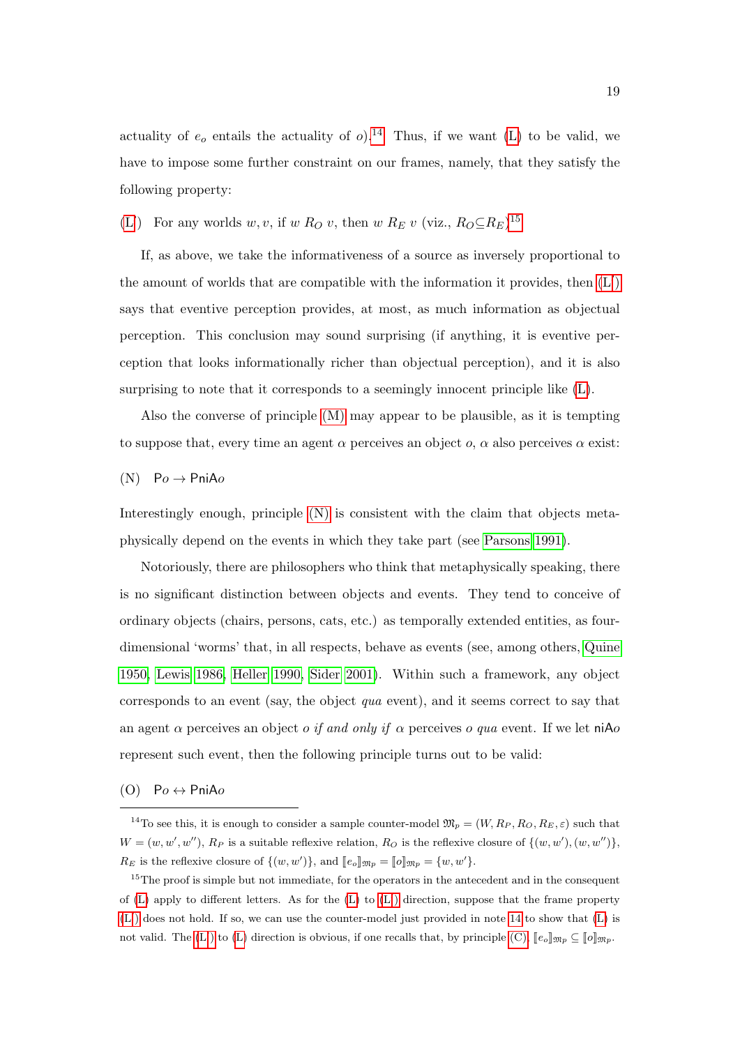actuality of $e_o$ entails the actuality of $o$).[14] Thus, if we want (L) to be valid, we have to impose some further constraint on our frames, namely, that they satisfy the following property:

(L′) For any worlds $w, v$, if $w\ R_O\ v$, then $w\ R_E\ v$ (viz., $R_O \subseteq R_E$).[15]

If, as above, we take the informativeness of a source as inversely proportional to the amount of worlds that are compatible with the information it provides, then (L′) says that eventive perception provides, at most, as much information as objectual perception. This conclusion may sound surprising (if anything, it is eventive perception that looks informationally richer than objectual perception), and it is also surprising to note that it corresponds to a seemingly innocent principle like (L).

Also the converse of principle (M) may appear to be plausible, as it is tempting to suppose that, every time an agent $\alpha$ perceives an object $o$, $\alpha$ also perceives $\alpha$ exist:

(N) $\mathsf{P}o \rightarrow \mathsf{PniA}o$

Interestingly enough, principle (N) is consistent with the claim that objects metaphysically depend on the events in which they take part (see Parsons 1991).

Notoriously, there are philosophers who think that metaphysically speaking, there is no significant distinction between objects and events. They tend to conceive of ordinary objects (chairs, persons, cats, etc.) as temporally extended entities, as four-dimensional 'worms' that, in all respects, behave as events (see, among others, Quine 1950, Lewis 1986, Heller 1990, Sider 2001). Within such a framework, any object corresponds to an event (say, the object *qua* event), and it seems correct to say that an agent $\alpha$ perceives an object $o$ *if and only if* $\alpha$ perceives $o$ *qua* event. If we let $\mathsf{niA}o$ represent such event, then the following principle turns out to be valid:

(O) $\mathsf{P}o \leftrightarrow \mathsf{PniA}o$

---

[14] To see this, it is enough to consider a sample counter-model $\mathfrak{M}_p = (W, R_P, R_O, R_E, \varepsilon)$ such that $W = (w, w', w'')$, $R_P$ is a suitable reflexive relation, $R_O$ is the reflexive closure of $\{(w, w'), (w, w'')\}$, $R_E$ is the reflexive closure of $\{(w, w')\}$, and $[\![e_o]\!]_{\mathfrak{M}_p} = [\![o]\!]_{\mathfrak{M}_p} = \{w, w'\}$.

[15] The proof is simple but not immediate, for the operators in the antecedent and in the consequent of (L) apply to different letters. As for the (L) to (L′) direction, suppose that the frame property (L′) does not hold. If so, we can use the counter-model just provided in note 14 to show that (L) is not valid. The (L′) to (L) direction is obvious, if one recalls that, by principle (C), $[\![e_o]\!]_{\mathfrak{M}_p} \subseteq [\![o]\!]_{\mathfrak{M}_p}$.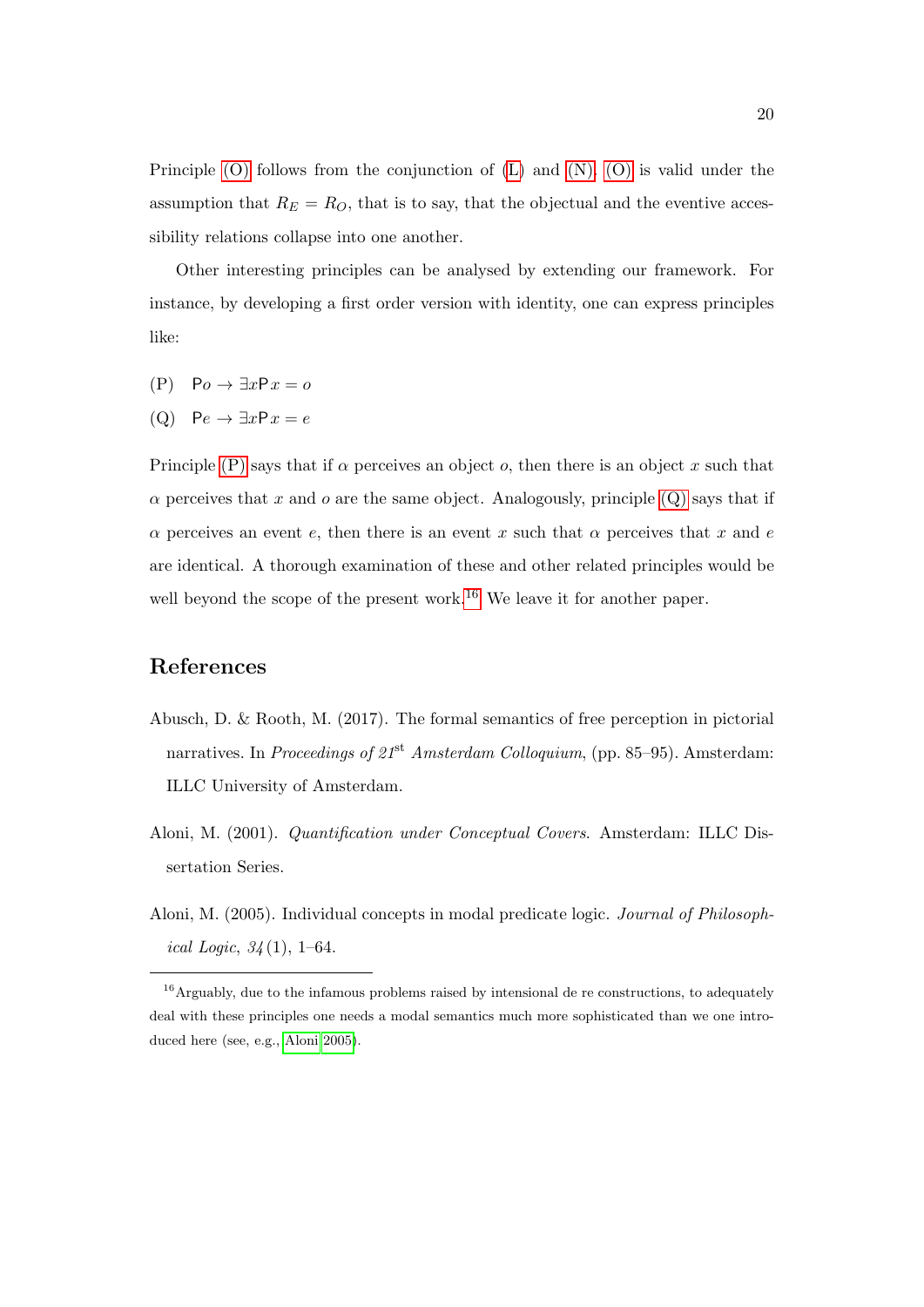Principle (O) follows from the conjunction of (L) and (N). (O) is valid under the assumption that $R_E = R_O$, that is to say, that the objectual and the eventive accessibility relations collapse into one another.

Other interesting principles can be analysed by extending our framework. For instance, by developing a first order version with identity, one can express principles like:

(P) $\mathsf{P}o \rightarrow \exists x \mathsf{P} x = o$

(Q) $\mathsf{P}e \rightarrow \exists x \mathsf{P} x = e$

Principle (P) says that if $\alpha$ perceives an object $o$, then there is an object $x$ such that $\alpha$ perceives that $x$ and $o$ are the same object. Analogously, principle (Q) says that if $\alpha$ perceives an event $e$, then there is an event $x$ such that $\alpha$ perceives that $x$ and $e$ are identical. A thorough examination of these and other related principles would be well beyond the scope of the present work.[16] We leave it for another paper.

## References

Abusch, D. & Rooth, M. (2017). The formal semantics of free perception in pictorial narratives. In *Proceedings of 21st Amsterdam Colloquium*, (pp. 85–95). Amsterdam: ILLC University of Amsterdam.

Aloni, M. (2001). *Quantification under Conceptual Covers*. Amsterdam: ILLC Dissertation Series.

Aloni, M. (2005). Individual concepts in modal predicate logic. *Journal of Philosophical Logic*, *34*(1), 1–64.

[16] Arguably, due to the infamous problems raised by intensional de re constructions, to adequately deal with these principles one needs a modal semantics much more sophisticated than we one introduced here (see, e.g., Aloni 2005).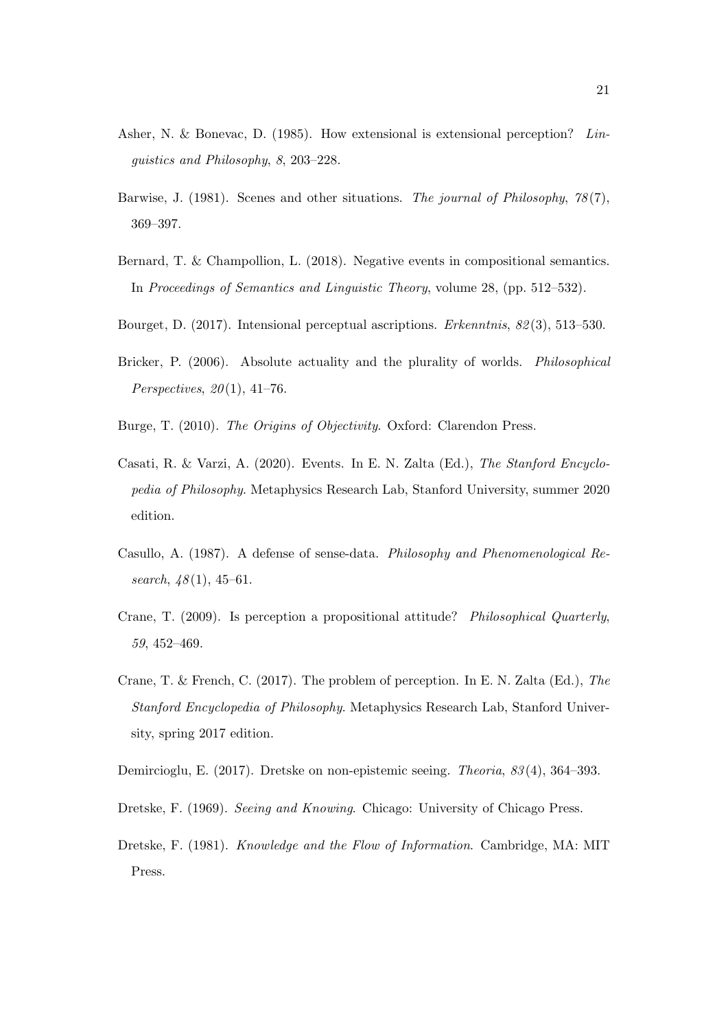Asher, N. & Bonevac, D. (1985). How extensional is extensional perception? *Linguistics and Philosophy*, *8*, 203–228.

Barwise, J. (1981). Scenes and other situations. *The journal of Philosophy*, *78*(7), 369–397.

Bernard, T. & Champollion, L. (2018). Negative events in compositional semantics. In *Proceedings of Semantics and Linguistic Theory*, volume 28, (pp. 512–532).

Bourget, D. (2017). Intensional perceptual ascriptions. *Erkenntnis*, *82*(3), 513–530.

Bricker, P. (2006). Absolute actuality and the plurality of worlds. *Philosophical Perspectives*, *20*(1), 41–76.

Burge, T. (2010). *The Origins of Objectivity*. Oxford: Clarendon Press.

Casati, R. & Varzi, A. (2020). Events. In E. N. Zalta (Ed.), *The Stanford Encyclopedia of Philosophy*. Metaphysics Research Lab, Stanford University, summer 2020 edition.

Casullo, A. (1987). A defense of sense-data. *Philosophy and Phenomenological Research*, *48*(1), 45–61.

Crane, T. (2009). Is perception a propositional attitude? *Philosophical Quarterly*, *59*, 452–469.

Crane, T. & French, C. (2017). The problem of perception. In E. N. Zalta (Ed.), *The Stanford Encyclopedia of Philosophy*. Metaphysics Research Lab, Stanford University, spring 2017 edition.

Demircioglu, E. (2017). Dretske on non-epistemic seeing. *Theoria*, *83*(4), 364–393.

Dretske, F. (1969). *Seeing and Knowing*. Chicago: University of Chicago Press.

Dretske, F. (1981). *Knowledge and the Flow of Information*. Cambridge, MA: MIT Press.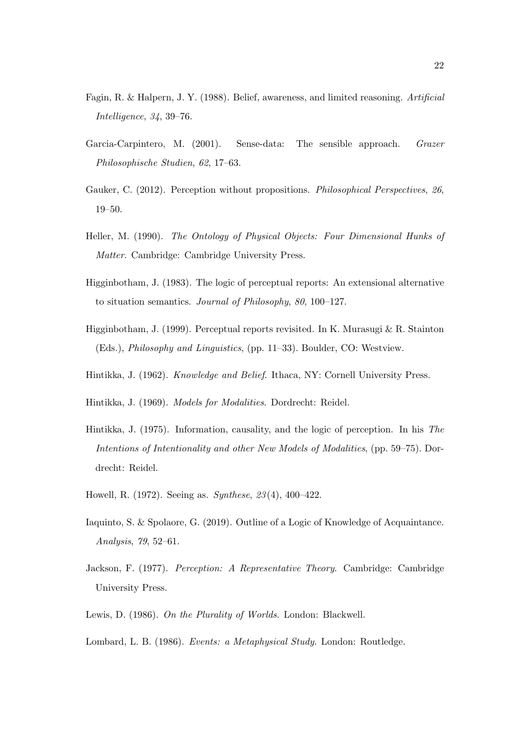Fagin, R. & Halpern, J. Y. (1988). Belief, awareness, and limited reasoning. *Artificial Intelligence*, *34*, 39–76.

Garcia-Carpintero, M. (2001). Sense-data: The sensible approach. *Grazer Philosophische Studien*, *62*, 17–63.

Gauker, C. (2012). Perception without propositions. *Philosophical Perspectives*, *26*, 19–50.

Heller, M. (1990). *The Ontology of Physical Objects: Four Dimensional Hunks of Matter*. Cambridge: Cambridge University Press.

Higginbotham, J. (1983). The logic of perceptual reports: An extensional alternative to situation semantics. *Journal of Philosophy*, *80*, 100–127.

Higginbotham, J. (1999). Perceptual reports revisited. In K. Murasugi & R. Stainton (Eds.), *Philosophy and Linguistics*, (pp. 11–33). Boulder, CO: Westview.

Hintikka, J. (1962). *Knowledge and Belief*. Ithaca, NY: Cornell University Press.

Hintikka, J. (1969). *Models for Modalities*. Dordrecht: Reidel.

Hintikka, J. (1975). Information, causality, and the logic of perception. In his *The Intentions of Intentionality and other New Models of Modalities*, (pp. 59–75). Dordrecht: Reidel.

Howell, R. (1972). Seeing as. *Synthese*, *23*(4), 400–422.

Iaquinto, S. & Spolaore, G. (2019). Outline of a Logic of Knowledge of Acquaintance. *Analysis*, *79*, 52–61.

Jackson, F. (1977). *Perception: A Representative Theory*. Cambridge: Cambridge University Press.

Lewis, D. (1986). *On the Plurality of Worlds*. London: Blackwell.

Lombard, L. B. (1986). *Events: a Metaphysical Study*. London: Routledge.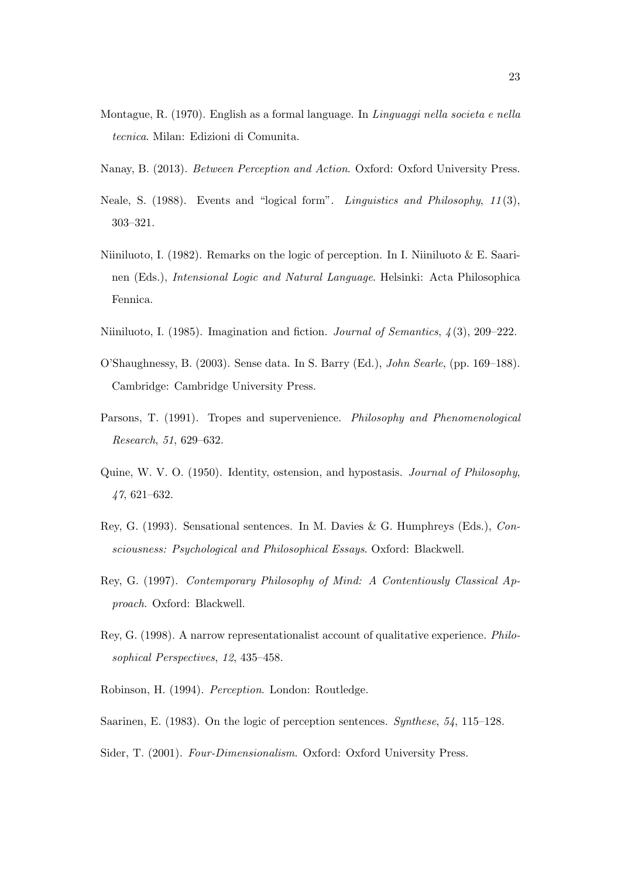Montague, R. (1970). English as a formal language. In *Linguaggi nella societa e nella tecnica*. Milan: Edizioni di Comunita.

Nanay, B. (2013). *Between Perception and Action*. Oxford: Oxford University Press.

Neale, S. (1988). Events and "logical form". *Linguistics and Philosophy*, *11*(3), 303–321.

Niiniluoto, I. (1982). Remarks on the logic of perception. In I. Niiniluoto & E. Saarinen (Eds.), *Intensional Logic and Natural Language*. Helsinki: Acta Philosophica Fennica.

Niiniluoto, I. (1985). Imagination and fiction. *Journal of Semantics*, *4*(3), 209–222.

O'Shaughnessy, B. (2003). Sense data. In S. Barry (Ed.), *John Searle*, (pp. 169–188). Cambridge: Cambridge University Press.

Parsons, T. (1991). Tropes and supervenience. *Philosophy and Phenomenological Research*, *51*, 629–632.

Quine, W. V. O. (1950). Identity, ostension, and hypostasis. *Journal of Philosophy*, *47*, 621–632.

Rey, G. (1993). Sensational sentences. In M. Davies & G. Humphreys (Eds.), *Consciousness: Psychological and Philosophical Essays*. Oxford: Blackwell.

Rey, G. (1997). *Contemporary Philosophy of Mind: A Contentiously Classical Approach*. Oxford: Blackwell.

Rey, G. (1998). A narrow representationalist account of qualitative experience. *Philosophical Perspectives*, *12*, 435–458.

Robinson, H. (1994). *Perception*. London: Routledge.

Saarinen, E. (1983). On the logic of perception sentences. *Synthese*, *54*, 115–128.

Sider, T. (2001). *Four-Dimensionalism*. Oxford: Oxford University Press.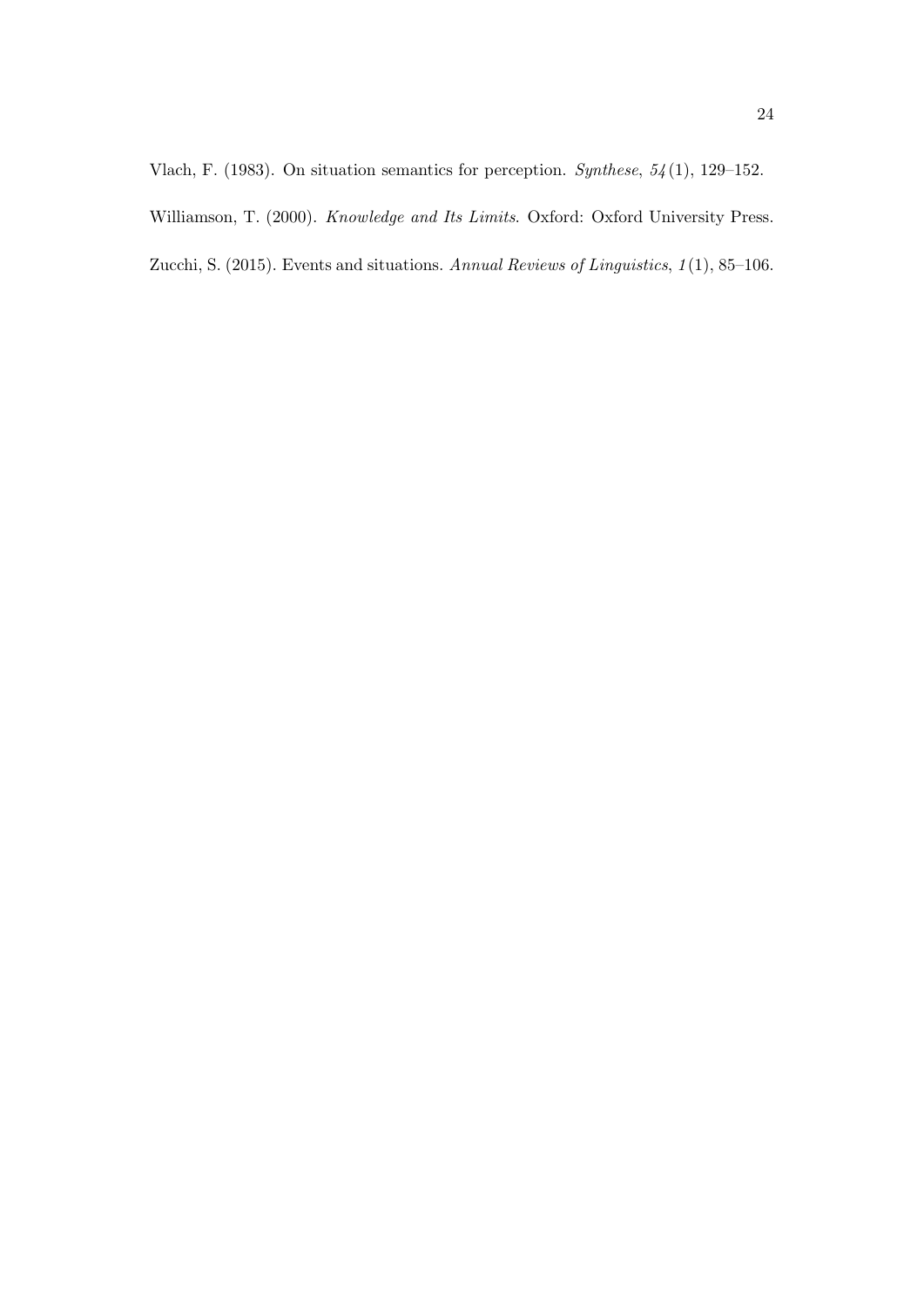Vlach, F. (1983). On situation semantics for perception. *Synthese*, *54*(1), 129–152.

Williamson, T. (2000). *Knowledge and Its Limits*. Oxford: Oxford University Press.

Zucchi, S. (2015). Events and situations. *Annual Reviews of Linguistics*, *1*(1), 85–106.